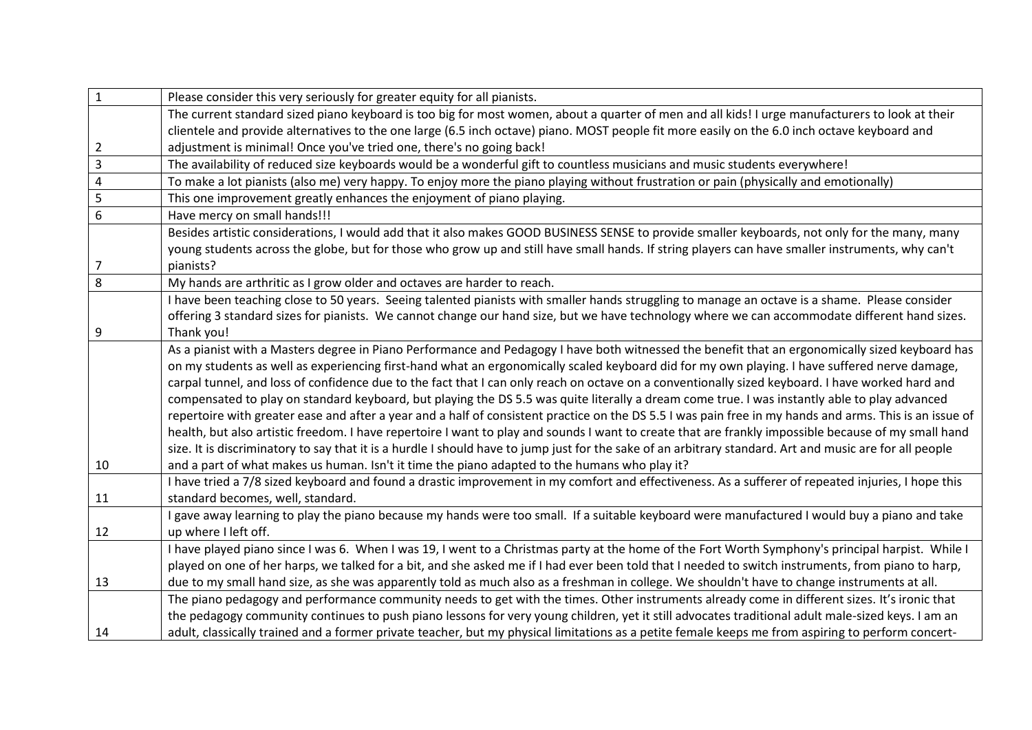| 1 | Please consider this very seriously for greater equity for all pianists. |
|---|---|
| 2 | The current standard sized piano keyboard is too big for most women, about a quarter of men and all kids! I urge manufacturers to look at their clientele and provide alternatives to the one large (6.5 inch octave) piano. MOST people fit more easily on the 6.0 inch octave keyboard and adjustment is minimal! Once you've tried one, there's no going back! |
| 3 | The availability of reduced size keyboards would be a wonderful gift to countless musicians and music students everywhere! |
| 4 | To make a lot pianists (also me) very happy. To enjoy more the piano playing without frustration or pain (physically and emotionally) |
| 5 | This one improvement greatly enhances the enjoyment of piano playing. |
| 6 | Have mercy on small hands!!! |
| 7 | Besides artistic considerations, I would add that it also makes GOOD BUSINESS SENSE to provide smaller keyboards, not only for the many, many young students across the globe, but for those who grow up and still have small hands. If string players can have smaller instruments, why can't pianists? |
| 8 | My hands are arthritic as I grow older and octaves are harder to reach. |
| 9 | I have been teaching close to 50 years. Seeing talented pianists with smaller hands struggling to manage an octave is a shame. Please consider offering 3 standard sizes for pianists. We cannot change our hand size, but we have technology where we can accommodate different hand sizes. Thank you! |
| 10 | As a pianist with a Masters degree in Piano Performance and Pedagogy I have both witnessed the benefit that an ergonomically sized keyboard has on my students as well as experiencing first-hand what an ergonomically scaled keyboard did for my own playing. I have suffered nerve damage, carpal tunnel, and loss of confidence due to the fact that I can only reach on octave on a conventionally sized keyboard. I have worked hard and compensated to play on standard keyboard, but playing the DS 5.5 was quite literally a dream come true. I was instantly able to play advanced repertoire with greater ease and after a year and a half of consistent practice on the DS 5.5 I was pain free in my hands and arms. This is an issue of health, but also artistic freedom. I have repertoire I want to play and sounds I want to create that are frankly impossible because of my small hand size. It is discriminatory to say that it is a hurdle I should have to jump just for the sake of an arbitrary standard. Art and music are for all people and a part of what makes us human. Isn't it time the piano adapted to the humans who play it? |
| 11 | I have tried a 7/8 sized keyboard and found a drastic improvement in my comfort and effectiveness. As a sufferer of repeated injuries, I hope this standard becomes, well, standard. |
| 12 | I gave away learning to play the piano because my hands were too small. If a suitable keyboard were manufactured I would buy a piano and take up where I left off. |
| 13 | I have played piano since I was 6. When I was 19, I went to a Christmas party at the home of the Fort Worth Symphony's principal harpist. While I played on one of her harps, we talked for a bit, and she asked me if I had ever been told that I needed to switch instruments, from piano to harp, due to my small hand size, as she was apparently told as much also as a freshman in college. We shouldn't have to change instruments at all. |
| 14 | The piano pedagogy and performance community needs to get with the times. Other instruments already come in different sizes. It's ironic that the pedagogy community continues to push piano lessons for very young children, yet it still advocates traditional adult male-sized keys. I am an adult, classically trained and a former private teacher, but my physical limitations as a petite female keeps me from aspiring to perform concert- |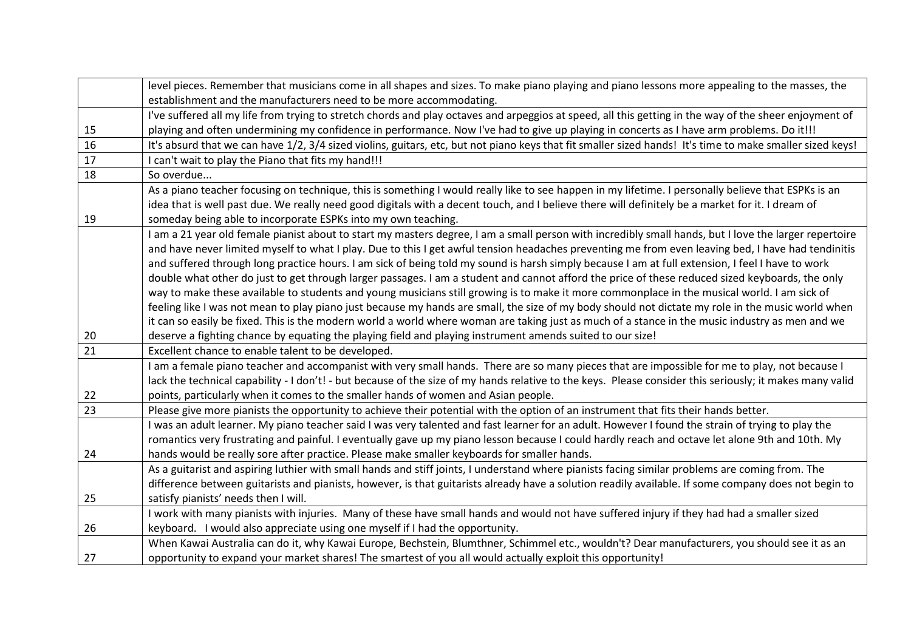| | |
|---|---|
| | level pieces. Remember that musicians come in all shapes and sizes. To make piano playing and piano lessons more appealing to the masses, the establishment and the manufacturers need to be more accommodating. |
| 15 | I've suffered all my life from trying to stretch chords and play octaves and arpeggios at speed, all this getting in the way of the sheer enjoyment of playing and often undermining my confidence in performance. Now I've had to give up playing in concerts as I have arm problems. Do it!!! |
| 16 | It's absurd that we can have 1/2, 3/4 sized violins, guitars, etc, but not piano keys that fit smaller sized hands! It's time to make smaller sized keys! |
| 17 | I can't wait to play the Piano that fits my hand!!! |
| 18 | So overdue... |
| 19 | As a piano teacher focusing on technique, this is something I would really like to see happen in my lifetime. I personally believe that ESPKs is an idea that is well past due. We really need good digitals with a decent touch, and I believe there will definitely be a market for it. I dream of someday being able to incorporate ESPKs into my own teaching. |
| 20 | I am a 21 year old female pianist about to start my masters degree, I am a small person with incredibly small hands, but I love the larger repertoire and have never limited myself to what I play. Due to this I get awful tension headaches preventing me from even leaving bed, I have had tendinitis and suffered through long practice hours. I am sick of being told my sound is harsh simply because I am at full extension, I feel I have to work double what other do just to get through larger passages. I am a student and cannot afford the price of these reduced sized keyboards, the only way to make these available to students and young musicians still growing is to make it more commonplace in the musical world. I am sick of feeling like I was not mean to play piano just because my hands are small, the size of my body should not dictate my role in the music world when it can so easily be fixed. This is the modern world a world where woman are taking just as much of a stance in the music industry as men and we deserve a fighting chance by equating the playing field and playing instrument amends suited to our size! |
| 21 | Excellent chance to enable talent to be developed. |
| 22 | I am a female piano teacher and accompanist with very small hands. There are so many pieces that are impossible for me to play, not because I lack the technical capability - I don't! - but because of the size of my hands relative to the keys. Please consider this seriously; it makes many valid points, particularly when it comes to the smaller hands of women and Asian people. |
| 23 | Please give more pianists the opportunity to achieve their potential with the option of an instrument that fits their hands better. |
| 24 | I was an adult learner. My piano teacher said I was very talented and fast learner for an adult. However I found the strain of trying to play the romantics very frustrating and painful. I eventually gave up my piano lesson because I could hardly reach and octave let alone 9th and 10th. My hands would be really sore after practice. Please make smaller keyboards for smaller hands. |
| 25 | As a guitarist and aspiring luthier with small hands and stiff joints, I understand where pianists facing similar problems are coming from. The difference between guitarists and pianists, however, is that guitarists already have a solution readily available. If some company does not begin to satisfy pianists' needs then I will. |
| 26 | I work with many pianists with injuries. Many of these have small hands and would not have suffered injury if they had had a smaller sized keyboard. I would also appreciate using one myself if I had the opportunity. |
| 27 | When Kawai Australia can do it, why Kawai Europe, Bechstein, Blumthner, Schimmel etc., wouldn't? Dear manufacturers, you should see it as an opportunity to expand your market shares! The smartest of you all would actually exploit this opportunity! |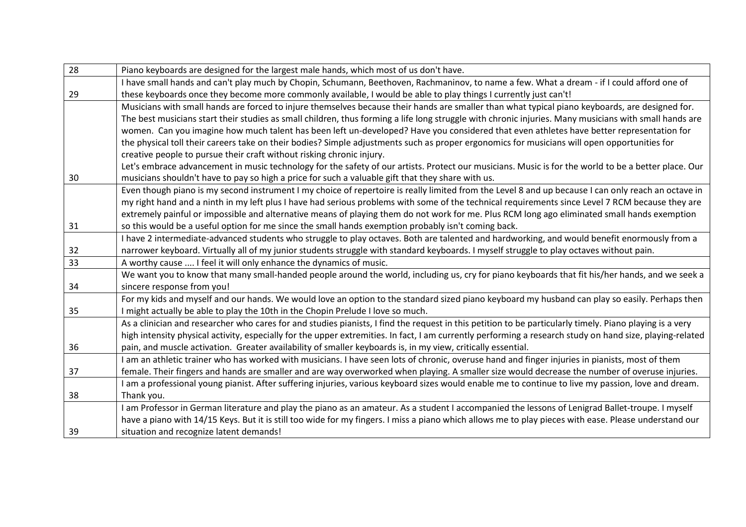| 28 | Piano keyboards are designed for the largest male hands, which most of us don't have. |
|---|---|
| 29 | I have small hands and can't play much by Chopin, Schumann, Beethoven, Rachmaninov, to name a few. What a dream - if I could afford one of these keyboards once they become more commonly available, I would be able to play things I currently just can't! |
| 30 | Musicians with small hands are forced to injure themselves because their hands are smaller than what typical piano keyboards, are designed for. The best musicians start their studies as small children, thus forming a life long struggle with chronic injuries. Many musicians with small hands are women. Can you imagine how much talent has been left un-developed? Have you considered that even athletes have better representation for the physical toll their careers take on their bodies? Simple adjustments such as proper ergonomics for musicians will open opportunities for creative people to pursue their craft without risking chronic injury. Let's embrace advancement in music technology for the safety of our artists. Protect our musicians. Music is for the world to be a better place. Our musicians shouldn't have to pay so high a price for such a valuable gift that they share with us. |
| 31 | Even though piano is my second instrument I my choice of repertoire is really limited from the Level 8 and up because I can only reach an octave in my right hand and a ninth in my left plus I have had serious problems with some of the technical requirements since Level 7 RCM because they are extremely painful or impossible and alternative means of playing them do not work for me. Plus RCM long ago eliminated small hands exemption so this would be a useful option for me since the small hands exemption probably isn't coming back. |
| 32 | I have 2 intermediate-advanced students who struggle to play octaves. Both are talented and hardworking, and would benefit enormously from a narrower keyboard. Virtually all of my junior students struggle with standard keyboards. I myself struggle to play octaves without pain. |
| 33 | A worthy cause .... I feel it will only enhance the dynamics of music. |
| 34 | We want you to know that many small-handed people around the world, including us, cry for piano keyboards that fit his/her hands, and we seek a sincere response from you! |
| 35 | For my kids and myself and our hands. We would love an option to the standard sized piano keyboard my husband can play so easily. Perhaps then I might actually be able to play the 10th in the Chopin Prelude I love so much. |
| 36 | As a clinician and researcher who cares for and studies pianists, I find the request in this petition to be particularly timely. Piano playing is a very high intensity physical activity, especially for the upper extremities. In fact, I am currently performing a research study on hand size, playing-related pain, and muscle activation. Greater availability of smaller keyboards is, in my view, critically essential. |
| 37 | I am an athletic trainer who has worked with musicians. I have seen lots of chronic, overuse hand and finger injuries in pianists, most of them female. Their fingers and hands are smaller and are way overworked when playing. A smaller size would decrease the number of overuse injuries. |
| 38 | I am a professional young pianist. After suffering injuries, various keyboard sizes would enable me to continue to live my passion, love and dream. Thank you. |
| 39 | I am Professor in German literature and play the piano as an amateur. As a student I accompanied the lessons of Lenigrad Ballet-troupe. I myself have a piano with 14/15 Keys. But it is still too wide for my fingers. I miss a piano which allows me to play pieces with ease. Please understand our situation and recognize latent demands! |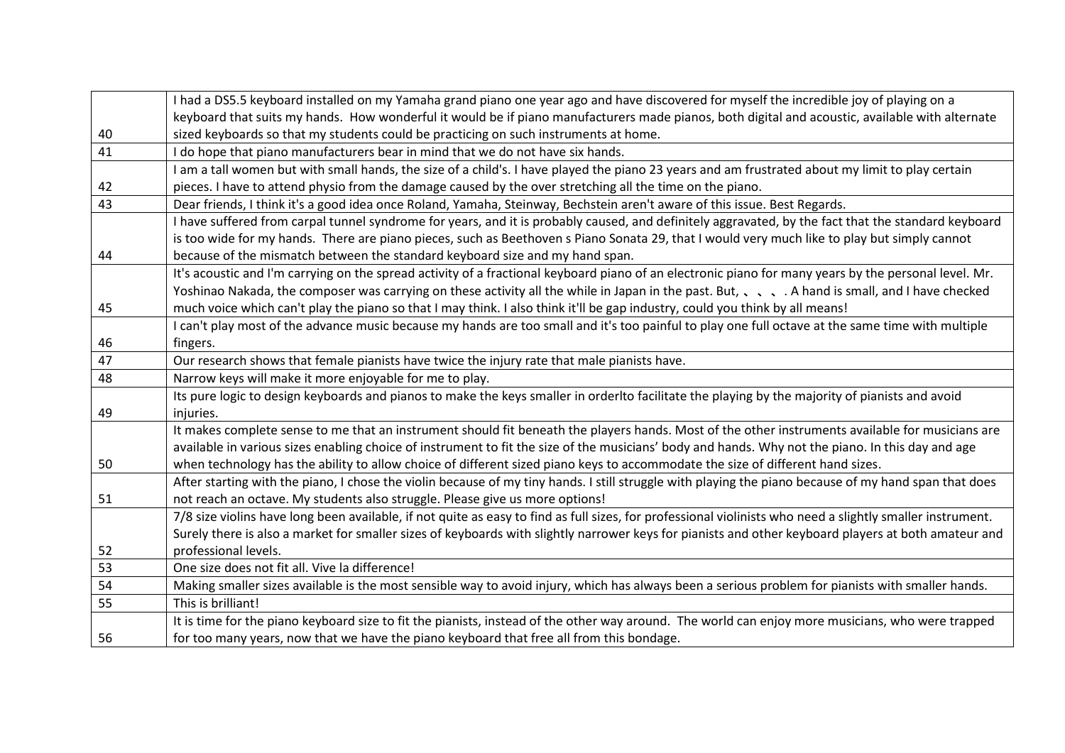| | |
|---|---|
| 40 | I had a DS5.5 keyboard installed on my Yamaha grand piano one year ago and have discovered for myself the incredible joy of playing on a keyboard that suits my hands. How wonderful it would be if piano manufacturers made pianos, both digital and acoustic, available with alternate sized keyboards so that my students could be practicing on such instruments at home. |
| 41 | I do hope that piano manufacturers bear in mind that we do not have six hands. |
| 42 | I am a tall women but with small hands, the size of a child's. I have played the piano 23 years and am frustrated about my limit to play certain pieces. I have to attend physio from the damage caused by the over stretching all the time on the piano. |
| 43 | Dear friends, I think it's a good idea once Roland, Yamaha, Steinway, Bechstein aren't aware of this issue. Best Regards. |
| 44 | I have suffered from carpal tunnel syndrome for years, and it is probably caused, and definitely aggravated, by the fact that the standard keyboard is too wide for my hands. There are piano pieces, such as Beethoven s Piano Sonata 29, that I would very much like to play but simply cannot because of the mismatch between the standard keyboard size and my hand span. |
| 45 | It's acoustic and I'm carrying on the spread activity of a fractional keyboard piano of an electronic piano for many years by the personal level. Mr. Yoshinao Nakada, the composer was carrying on these activity all the while in Japan in the past. But, 、、、. A hand is small, and I have checked much voice which can't play the piano so that I may think. I also think it'll be gap industry, could you think by all means! |
| 46 | I can't play most of the advance music because my hands are too small and it's too painful to play one full octave at the same time with multiple fingers. |
| 47 | Our research shows that female pianists have twice the injury rate that male pianists have. |
| 48 | Narrow keys will make it more enjoyable for me to play. |
| 49 | Its pure logic to design keyboards and pianos to make the keys smaller in orderlto facilitate the playing by the majority of pianists and avoid injuries. |
| 50 | It makes complete sense to me that an instrument should fit beneath the players hands. Most of the other instruments available for musicians are available in various sizes enabling choice of instrument to fit the size of the musicians' body and hands. Why not the piano. In this day and age when technology has the ability to allow choice of different sized piano keys to accommodate the size of different hand sizes. |
| 51 | After starting with the piano, I chose the violin because of my tiny hands. I still struggle with playing the piano because of my hand span that does not reach an octave. My students also struggle. Please give us more options! |
| 52 | 7/8 size violins have long been available, if not quite as easy to find as full sizes, for professional violinists who need a slightly smaller instrument. Surely there is also a market for smaller sizes of keyboards with slightly narrower keys for pianists and other keyboard players at both amateur and professional levels. |
| 53 | One size does not fit all. Vive la difference! |
| 54 | Making smaller sizes available is the most sensible way to avoid injury, which has always been a serious problem for pianists with smaller hands. |
| 55 | This is brilliant! |
| 56 | It is time for the piano keyboard size to fit the pianists, instead of the other way around. The world can enjoy more musicians, who were trapped for too many years, now that we have the piano keyboard that free all from this bondage. |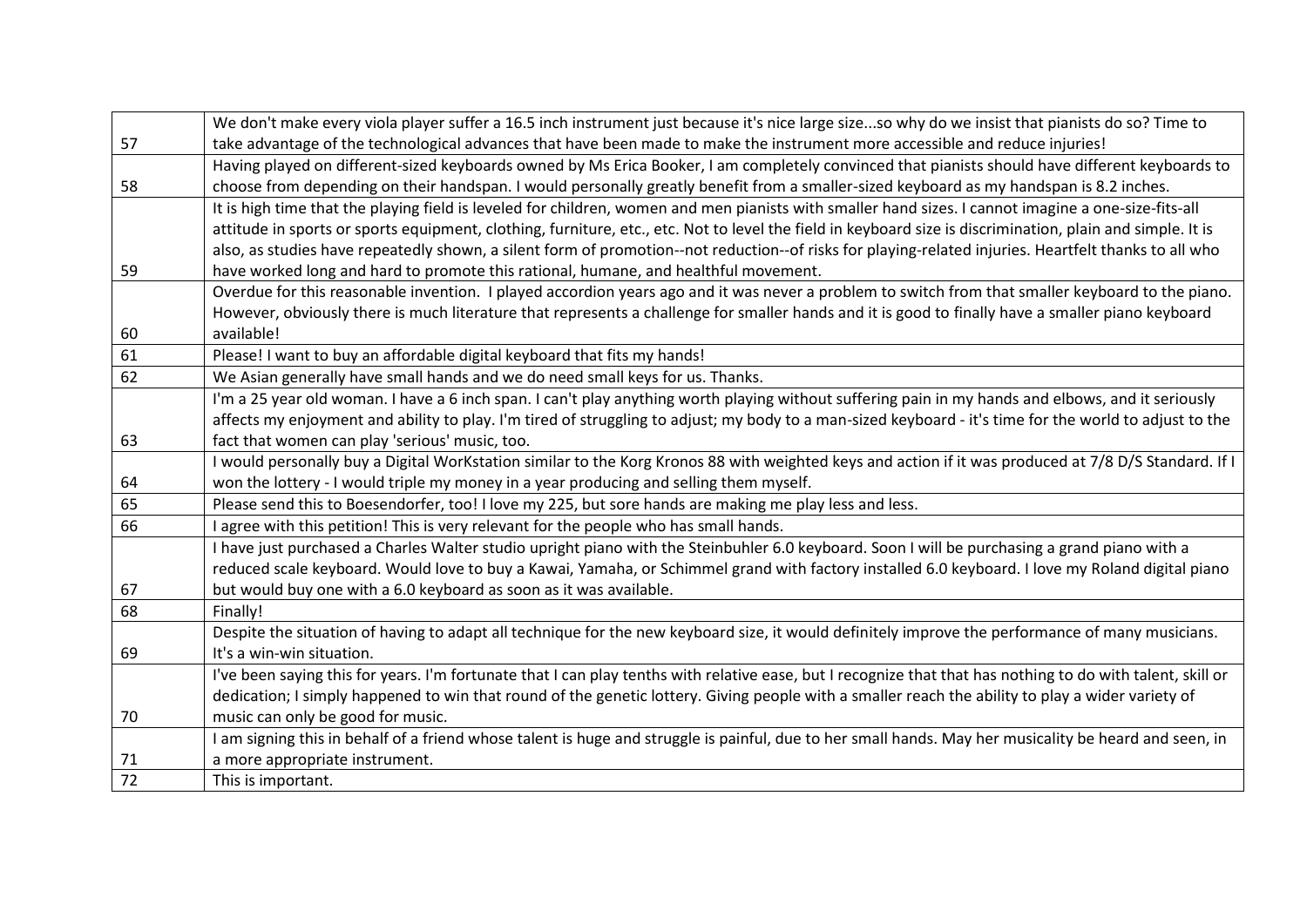| | |
|---|---|
| 57 | We don't make every viola player suffer a 16.5 inch instrument just because it's nice large size...so why do we insist that pianists do so? Time to take advantage of the technological advances that have been made to make the instrument more accessible and reduce injuries! |
| 58 | Having played on different-sized keyboards owned by Ms Erica Booker, I am completely convinced that pianists should have different keyboards to choose from depending on their handspan. I would personally greatly benefit from a smaller-sized keyboard as my handspan is 8.2 inches. |
| 59 | It is high time that the playing field is leveled for children, women and men pianists with smaller hand sizes. I cannot imagine a one-size-fits-all attitude in sports or sports equipment, clothing, furniture, etc., etc. Not to level the field in keyboard size is discrimination, plain and simple. It is also, as studies have repeatedly shown, a silent form of promotion--not reduction--of risks for playing-related injuries. Heartfelt thanks to all who have worked long and hard to promote this rational, humane, and healthful movement. |
| 60 | Overdue for this reasonable invention. I played accordion years ago and it was never a problem to switch from that smaller keyboard to the piano. However, obviously there is much literature that represents a challenge for smaller hands and it is good to finally have a smaller piano keyboard available! |
| 61 | Please! I want to buy an affordable digital keyboard that fits my hands! |
| 62 | We Asian generally have small hands and we do need small keys for us. Thanks. |
| 63 | I'm a 25 year old woman. I have a 6 inch span. I can't play anything worth playing without suffering pain in my hands and elbows, and it seriously affects my enjoyment and ability to play. I'm tired of struggling to adjust; my body to a man-sized keyboard - it's time for the world to adjust to the fact that women can play 'serious' music, too. |
| 64 | I would personally buy a Digital WorKstation similar to the Korg Kronos 88 with weighted keys and action if it was produced at 7/8 D/S Standard. If I won the lottery - I would triple my money in a year producing and selling them myself. |
| 65 | Please send this to Boesendorfer, too! I love my 225, but sore hands are making me play less and less. |
| 66 | I agree with this petition! This is very relevant for the people who has small hands. |
| 67 | I have just purchased a Charles Walter studio upright piano with the Steinbuhler 6.0 keyboard. Soon I will be purchasing a grand piano with a reduced scale keyboard. Would love to buy a Kawai, Yamaha, or Schimmel grand with factory installed 6.0 keyboard. I love my Roland digital piano but would buy one with a 6.0 keyboard as soon as it was available. |
| 68 | Finally! |
| 69 | Despite the situation of having to adapt all technique for the new keyboard size, it would definitely improve the performance of many musicians. It's a win-win situation. |
| 70 | I've been saying this for years. I'm fortunate that I can play tenths with relative ease, but I recognize that that has nothing to do with talent, skill or dedication; I simply happened to win that round of the genetic lottery. Giving people with a smaller reach the ability to play a wider variety of music can only be good for music. |
| 71 | I am signing this in behalf of a friend whose talent is huge and struggle is painful, due to her small hands. May her musicality be heard and seen, in a more appropriate instrument. |
| 72 | This is important. |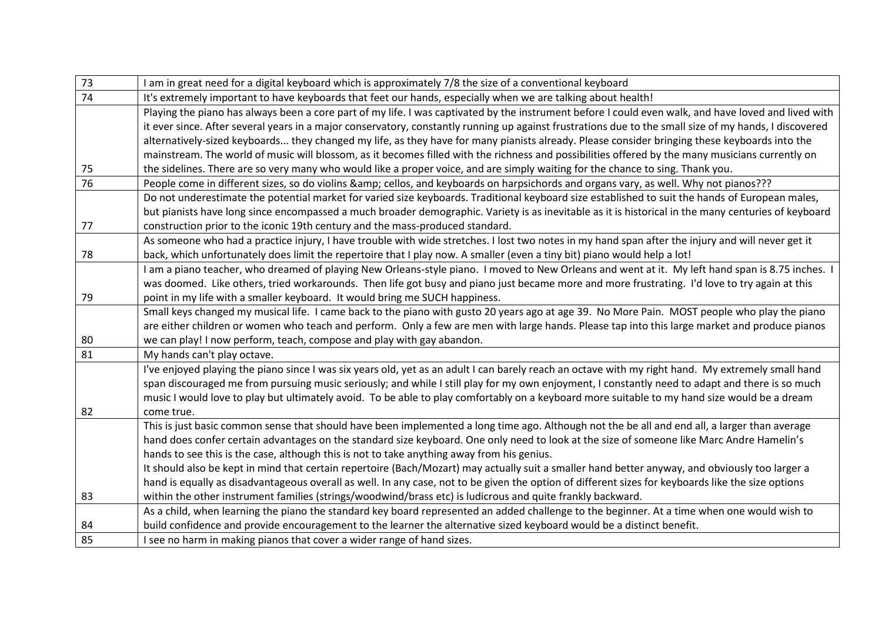| | |
|---|---|
| 73 | I am in great need for a digital keyboard which is approximately 7/8 the size of a conventional keyboard |
| 74 | It's extremely important to have keyboards that feet our hands, especially when we are talking about health! |
| 75 | Playing the piano has always been a core part of my life. I was captivated by the instrument before I could even walk, and have loved and lived with it ever since. After several years in a major conservatory, constantly running up against frustrations due to the small size of my hands, I discovered alternatively-sized keyboards... they changed my life, as they have for many pianists already. Please consider bringing these keyboards into the mainstream. The world of music will blossom, as it becomes filled with the richness and possibilities offered by the many musicians currently on the sidelines. There are so very many who would like a proper voice, and are simply waiting for the chance to sing. Thank you. |
| 76 | People come in different sizes, so do violins &amp; cellos, and keyboards on harpsichords and organs vary, as well. Why not pianos??? |
| 77 | Do not underestimate the potential market for varied size keyboards. Traditional keyboard size established to suit the hands of European males, but pianists have long since encompassed a much broader demographic. Variety is as inevitable as it is historical in the many centuries of keyboard construction prior to the iconic 19th century and the mass-produced standard. |
| 78 | As someone who had a practice injury, I have trouble with wide stretches. I lost two notes in my hand span after the injury and will never get it back, which unfortunately does limit the repertoire that I play now. A smaller (even a tiny bit) piano would help a lot! |
| 79 | I am a piano teacher, who dreamed of playing New Orleans-style piano. I moved to New Orleans and went at it. My left hand span is 8.75 inches. I was doomed. Like others, tried workarounds. Then life got busy and piano just became more and more frustrating. I'd love to try again at this point in my life with a smaller keyboard. It would bring me SUCH happiness. |
| 80 | Small keys changed my musical life. I came back to the piano with gusto 20 years ago at age 39. No More Pain. MOST people who play the piano are either children or women who teach and perform. Only a few are men with large hands. Please tap into this large market and produce pianos we can play! I now perform, teach, compose and play with gay abandon. |
| 81 | My hands can't play octave. |
| 82 | I've enjoyed playing the piano since I was six years old, yet as an adult I can barely reach an octave with my right hand. My extremely small hand span discouraged me from pursuing music seriously; and while I still play for my own enjoyment, I constantly need to adapt and there is so much music I would love to play but ultimately avoid. To be able to play comfortably on a keyboard more suitable to my hand size would be a dream come true. |
| 83 | This is just basic common sense that should have been implemented a long time ago. Although not the be all and end all, a larger than average hand does confer certain advantages on the standard size keyboard. One only need to look at the size of someone like Marc Andre Hamelin's hands to see this is the case, although this is not to take anything away from his genius.<br>It should also be kept in mind that certain repertoire (Bach/Mozart) may actually suit a smaller hand better anyway, and obviously too larger a hand is equally as disadvantageous overall as well. In any case, not to be given the option of different sizes for keyboards like the size options within the other instrument families (strings/woodwind/brass etc) is ludicrous and quite frankly backward. |
| 84 | As a child, when learning the piano the standard key board represented an added challenge to the beginner. At a time when one would wish to build confidence and provide encouragement to the learner the alternative sized keyboard would be a distinct benefit. |
| 85 | I see no harm in making pianos that cover a wider range of hand sizes. |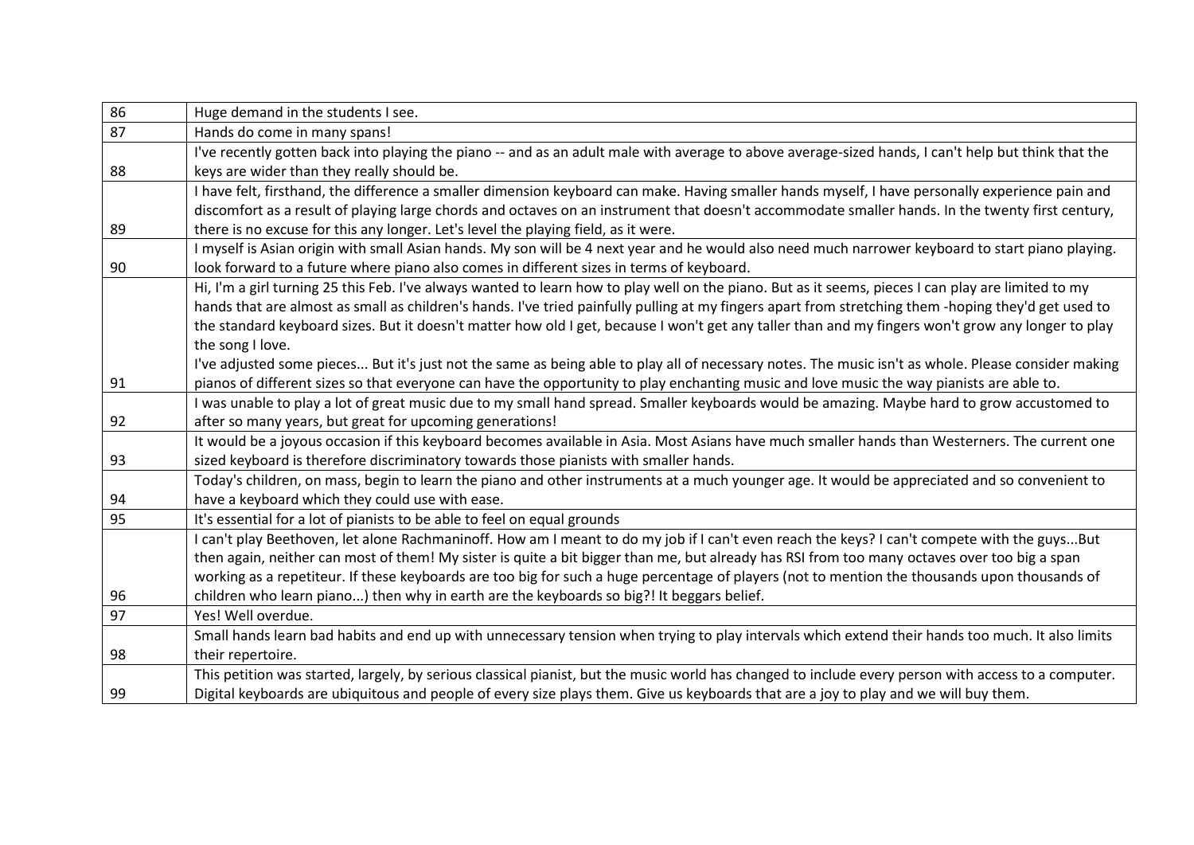| | |
|---|---|
| 86 | Huge demand in the students I see. |
| 87 | Hands do come in many spans! |
| 88 | I've recently gotten back into playing the piano -- and as an adult male with average to above average-sized hands, I can't help but think that the keys are wider than they really should be. |
| 89 | I have felt, firsthand, the difference a smaller dimension keyboard can make. Having smaller hands myself, I have personally experience pain and discomfort as a result of playing large chords and octaves on an instrument that doesn't accommodate smaller hands. In the twenty first century, there is no excuse for this any longer. Let's level the playing field, as it were. |
| 90 | I myself is Asian origin with small Asian hands. My son will be 4 next year and he would also need much narrower keyboard to start piano playing. look forward to a future where piano also comes in different sizes in terms of keyboard. |
| 91 | Hi, I'm a girl turning 25 this Feb. I've always wanted to learn how to play well on the piano. But as it seems, pieces I can play are limited to my hands that are almost as small as children's hands. I've tried painfully pulling at my fingers apart from stretching them -hoping they'd get used to the standard keyboard sizes. But it doesn't matter how old I get, because I won't get any taller than and my fingers won't grow any longer to play the song I love.<br>I've adjusted some pieces... But it's just not the same as being able to play all of necessary notes. The music isn't as whole. Please consider making pianos of different sizes so that everyone can have the opportunity to play enchanting music and love music the way pianists are able to. |
| 92 | I was unable to play a lot of great music due to my small hand spread. Smaller keyboards would be amazing. Maybe hard to grow accustomed to after so many years, but great for upcoming generations! |
| 93 | It would be a joyous occasion if this keyboard becomes available in Asia. Most Asians have much smaller hands than Westerners. The current one sized keyboard is therefore discriminatory towards those pianists with smaller hands. |
| 94 | Today's children, on mass, begin to learn the piano and other instruments at a much younger age. It would be appreciated and so convenient to have a keyboard which they could use with ease. |
| 95 | It's essential for a lot of pianists to be able to feel on equal grounds |
| 96 | I can't play Beethoven, let alone Rachmaninoff. How am I meant to do my job if I can't even reach the keys? I can't compete with the guys...But then again, neither can most of them! My sister is quite a bit bigger than me, but already has RSI from too many octaves over too big a span working as a repetiteur. If these keyboards are too big for such a huge percentage of players (not to mention the thousands upon thousands of children who learn piano...) then why in earth are the keyboards so big?! It beggars belief. |
| 97 | Yes! Well overdue. |
| 98 | Small hands learn bad habits and end up with unnecessary tension when trying to play intervals which extend their hands too much. It also limits their repertoire. |
| 99 | This petition was started, largely, by serious classical pianist, but the music world has changed to include every person with access to a computer. Digital keyboards are ubiquitous and people of every size plays them. Give us keyboards that are a joy to play and we will buy them. |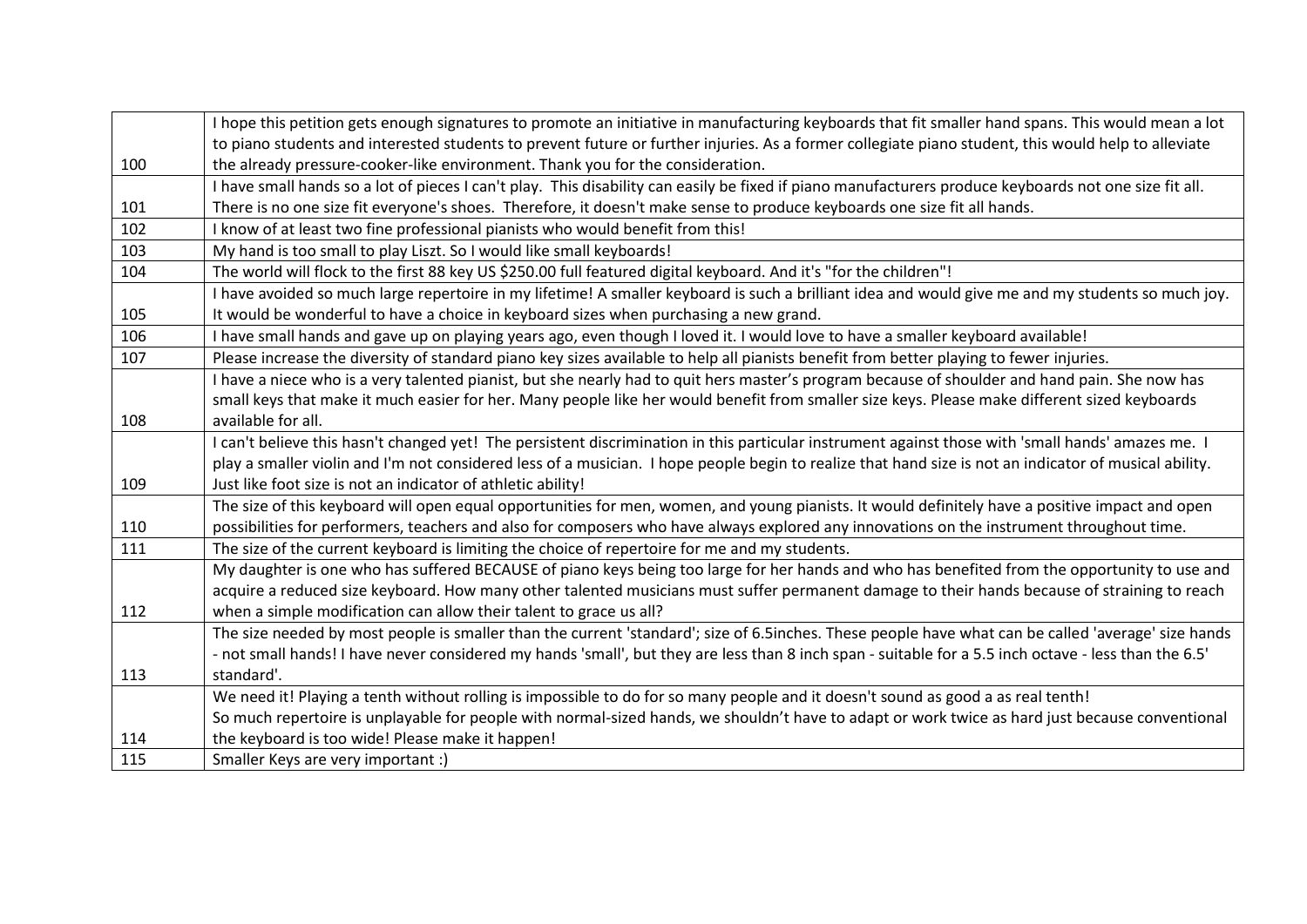| | |
|---|---|
| 100 | I hope this petition gets enough signatures to promote an initiative in manufacturing keyboards that fit smaller hand spans. This would mean a lot to piano students and interested students to prevent future or further injuries. As a former collegiate piano student, this would help to alleviate the already pressure-cooker-like environment. Thank you for the consideration. |
| 101 | I have small hands so a lot of pieces I can't play. This disability can easily be fixed if piano manufacturers produce keyboards not one size fit all. There is no one size fit everyone's shoes. Therefore, it doesn't make sense to produce keyboards one size fit all hands. |
| 102 | I know of at least two fine professional pianists who would benefit from this! |
| 103 | My hand is too small to play Liszt. So I would like small keyboards! |
| 104 | The world will flock to the first 88 key US $250.00 full featured digital keyboard. And it's "for the children"! |
| 105 | I have avoided so much large repertoire in my lifetime! A smaller keyboard is such a brilliant idea and would give me and my students so much joy. It would be wonderful to have a choice in keyboard sizes when purchasing a new grand. |
| 106 | I have small hands and gave up on playing years ago, even though I loved it. I would love to have a smaller keyboard available! |
| 107 | Please increase the diversity of standard piano key sizes available to help all pianists benefit from better playing to fewer injuries. |
| 108 | I have a niece who is a very talented pianist, but she nearly had to quit hers master's program because of shoulder and hand pain. She now has small keys that make it much easier for her. Many people like her would benefit from smaller size keys. Please make different sized keyboards available for all. |
| 109 | I can't believe this hasn't changed yet! The persistent discrimination in this particular instrument against those with 'small hands' amazes me. I play a smaller violin and I'm not considered less of a musician. I hope people begin to realize that hand size is not an indicator of musical ability. Just like foot size is not an indicator of athletic ability! |
| 110 | The size of this keyboard will open equal opportunities for men, women, and young pianists. It would definitely have a positive impact and open possibilities for performers, teachers and also for composers who have always explored any innovations on the instrument throughout time. |
| 111 | The size of the current keyboard is limiting the choice of repertoire for me and my students. |
| 112 | My daughter is one who has suffered BECAUSE of piano keys being too large for her hands and who has benefited from the opportunity to use and acquire a reduced size keyboard. How many other talented musicians must suffer permanent damage to their hands because of straining to reach when a simple modification can allow their talent to grace us all? |
| 113 | The size needed by most people is smaller than the current 'standard'; size of 6.5inches. These people have what can be called 'average' size hands - not small hands! I have never considered my hands 'small', but they are less than 8 inch span - suitable for a 5.5 inch octave - less than the 6.5' standard'. |
| 114 | We need it! Playing a tenth without rolling is impossible to do for so many people and it doesn't sound as good a as real tenth! So much repertoire is unplayable for people with normal-sized hands, we shouldn't have to adapt or work twice as hard just because conventional the keyboard is too wide! Please make it happen! |
| 115 | Smaller Keys are very important :) |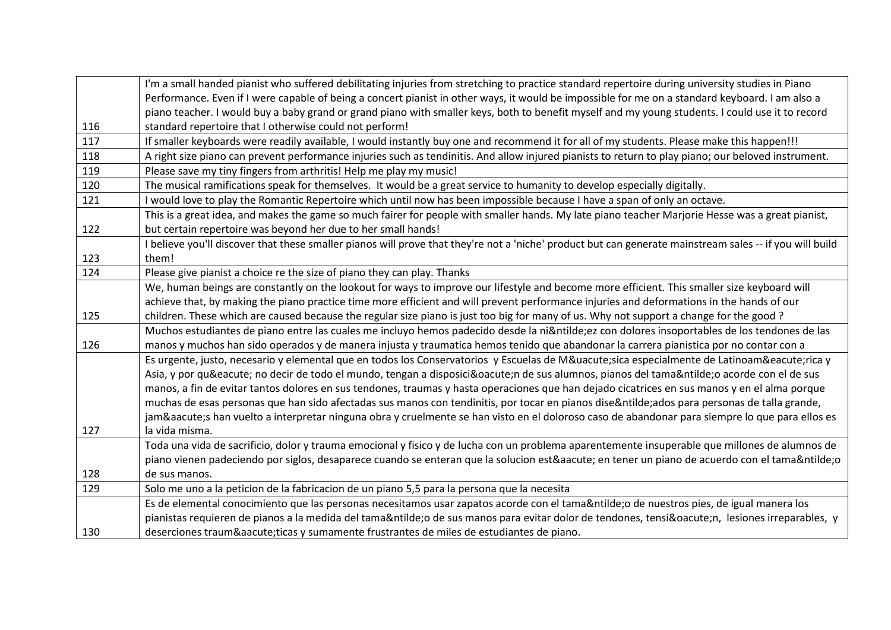| | |
|---|---|
| 116 | I'm a small handed pianist who suffered debilitating injuries from stretching to practice standard repertoire during university studies in Piano Performance. Even if I were capable of being a concert pianist in other ways, it would be impossible for me on a standard keyboard. I am also a piano teacher. I would buy a baby grand or grand piano with smaller keys, both to benefit myself and my young students. I could use it to record standard repertoire that I otherwise could not perform! |
| 117 | If smaller keyboards were readily available, I would instantly buy one and recommend it for all of my students. Please make this happen!!! |
| 118 | A right size piano can prevent performance injuries such as tendinitis. And allow injured pianists to return to play piano; our beloved instrument. |
| 119 | Please save my tiny fingers from arthritis! Help me play my music! |
| 120 | The musical ramifications speak for themselves. It would be a great service to humanity to develop especially digitally. |
| 121 | I would love to play the Romantic Repertoire which until now has been impossible because I have a span of only an octave. |
| 122 | This is a great idea, and makes the game so much fairer for people with smaller hands. My late piano teacher Marjorie Hesse was a great pianist, but certain repertoire was beyond her due to her small hands! |
| 123 | I believe you'll discover that these smaller pianos will prove that they're not a 'niche' product but can generate mainstream sales -- if you will build them! |
| 124 | Please give pianist a choice re the size of piano they can play. Thanks |
| 125 | We, human beings are constantly on the lookout for ways to improve our lifestyle and become more efficient. This smaller size keyboard will achieve that, by making the piano practice time more efficient and will prevent performance injuries and deformations in the hands of our children. These which are caused because the regular size piano is just too big for many of us. Why not support a change for the good ? |
| 126 | Muchos estudiantes de piano entre las cuales me incluyo hemos padecido desde la ni&ntilde;ez con dolores insoportables de los tendones de las manos y muchos han sido operados y de manera injusta y traumatica hemos tenido que abandonar la carrera pianistica por no contar con a |
| 127 | Es urgente, justo, necesario y elemental que en todos los Conservatorios y Escuelas de M&uacute;sica especialmente de Latinoam&eacute;rica y Asia, y por qu&eacute; no decir de todo el mundo, tengan a disposici&oacute;n de sus alumnos, pianos del tama&ntilde;o acorde con el de sus manos, a fin de evitar tantos dolores en sus tendones, traumas y hasta operaciones que han dejado cicatrices en sus manos y en el alma porque muchas de esas personas que han sido afectadas sus manos con tendinitis, por tocar en pianos dise&ntilde;ados para personas de talla grande, jam&aacute;s han vuelto a interpretar ninguna obra y cruelmente se han visto en el doloroso caso de abandonar para siempre lo que para ellos es la vida misma. |
| 128 | Toda una vida de sacrificio, dolor y trauma emocional y fisico y de lucha con un problema aparentemente insuperable que millones de alumnos de piano vienen padeciendo por siglos, desaparece cuando se enteran que la solucion est&aacute; en tener un piano de acuerdo con el tama&ntilde;o de sus manos. |
| 129 | Solo me uno a la peticion de la fabricacion de un piano 5,5 para la persona que la necesita |
| 130 | Es de elemental conocimiento que las personas necesitamos usar zapatos acorde con el tama&ntilde;o de nuestros pies, de igual manera los pianistas requieren de pianos a la medida del tama&ntilde;o de sus manos para evitar dolor de tendones, tensi&oacute;n, lesiones irreparables, y deserciones traum&aacute;ticas y sumamente frustrantes de miles de estudiantes de piano. |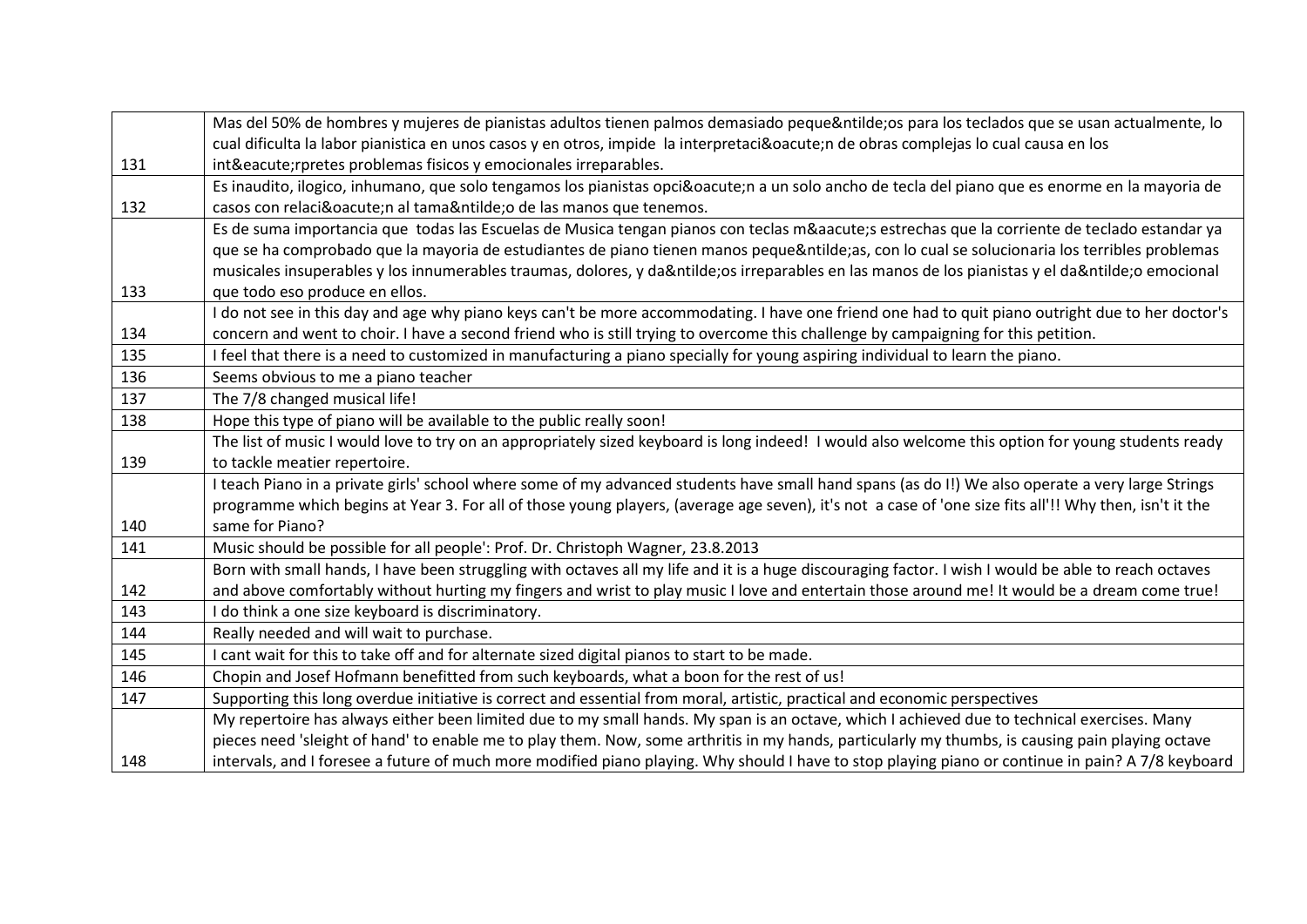| | |
|---|---|
| 131 | Mas del 50% de hombres y mujeres de pianistas adultos tienen palmos demasiado peque&ntilde;os para los teclados que se usan actualmente, lo cual dificulta la labor pianistica en unos casos y en otros, impide la interpretaci&oacute;n de obras complejas lo cual causa en los int&eacute;rpretes problemas fisicos y emocionales irreparables. |
| 132 | Es inaudito, ilogico, inhumano, que solo tengamos los pianistas opci&oacute;n a un solo ancho de tecla del piano que es enorme en la mayoria de casos con relaci&oacute;n al tama&ntilde;o de las manos que tenemos. |
| 133 | Es de suma importancia que todas las Escuelas de Musica tengan pianos con teclas m&aacute;s estrechas que la corriente de teclado estandar ya que se ha comprobado que la mayoria de estudiantes de piano tienen manos peque&ntilde;as, con lo cual se solucionaria los terribles problemas musicales insuperables y los innumerables traumas, dolores, y da&ntilde;os irreparables en las manos de los pianistas y el da&ntilde;o emocional que todo eso produce en ellos. |
| 134 | I do not see in this day and age why piano keys can't be more accommodating. I have one friend one had to quit piano outright due to her doctor's concern and went to choir. I have a second friend who is still trying to overcome this challenge by campaigning for this petition. |
| 135 | I feel that there is a need to customized in manufacturing a piano specially for young aspiring individual to learn the piano. |
| 136 | Seems obvious to me a piano teacher |
| 137 | The 7/8 changed musical life! |
| 138 | Hope this type of piano will be available to the public really soon! |
| 139 | The list of music I would love to try on an appropriately sized keyboard is long indeed! I would also welcome this option for young students ready to tackle meatier repertoire. |
| 140 | I teach Piano in a private girls' school where some of my advanced students have small hand spans (as do I!) We also operate a very large Strings programme which begins at Year 3. For all of those young players, (average age seven), it's not a case of 'one size fits all'!! Why then, isn't it the same for Piano? |
| 141 | Music should be possible for all people': Prof. Dr. Christoph Wagner, 23.8.2013 |
| 142 | Born with small hands, I have been struggling with octaves all my life and it is a huge discouraging factor. I wish I would be able to reach octaves and above comfortably without hurting my fingers and wrist to play music I love and entertain those around me! It would be a dream come true! |
| 143 | I do think a one size keyboard is discriminatory. |
| 144 | Really needed and will wait to purchase. |
| 145 | I cant wait for this to take off and for alternate sized digital pianos to start to be made. |
| 146 | Chopin and Josef Hofmann benefitted from such keyboards, what a boon for the rest of us! |
| 147 | Supporting this long overdue initiative is correct and essential from moral, artistic, practical and economic perspectives |
| 148 | My repertoire has always either been limited due to my small hands. My span is an octave, which I achieved due to technical exercises. Many pieces need 'sleight of hand' to enable me to play them. Now, some arthritis in my hands, particularly my thumbs, is causing pain playing octave intervals, and I foresee a future of much more modified piano playing. Why should I have to stop playing piano or continue in pain? A 7/8 keyboard |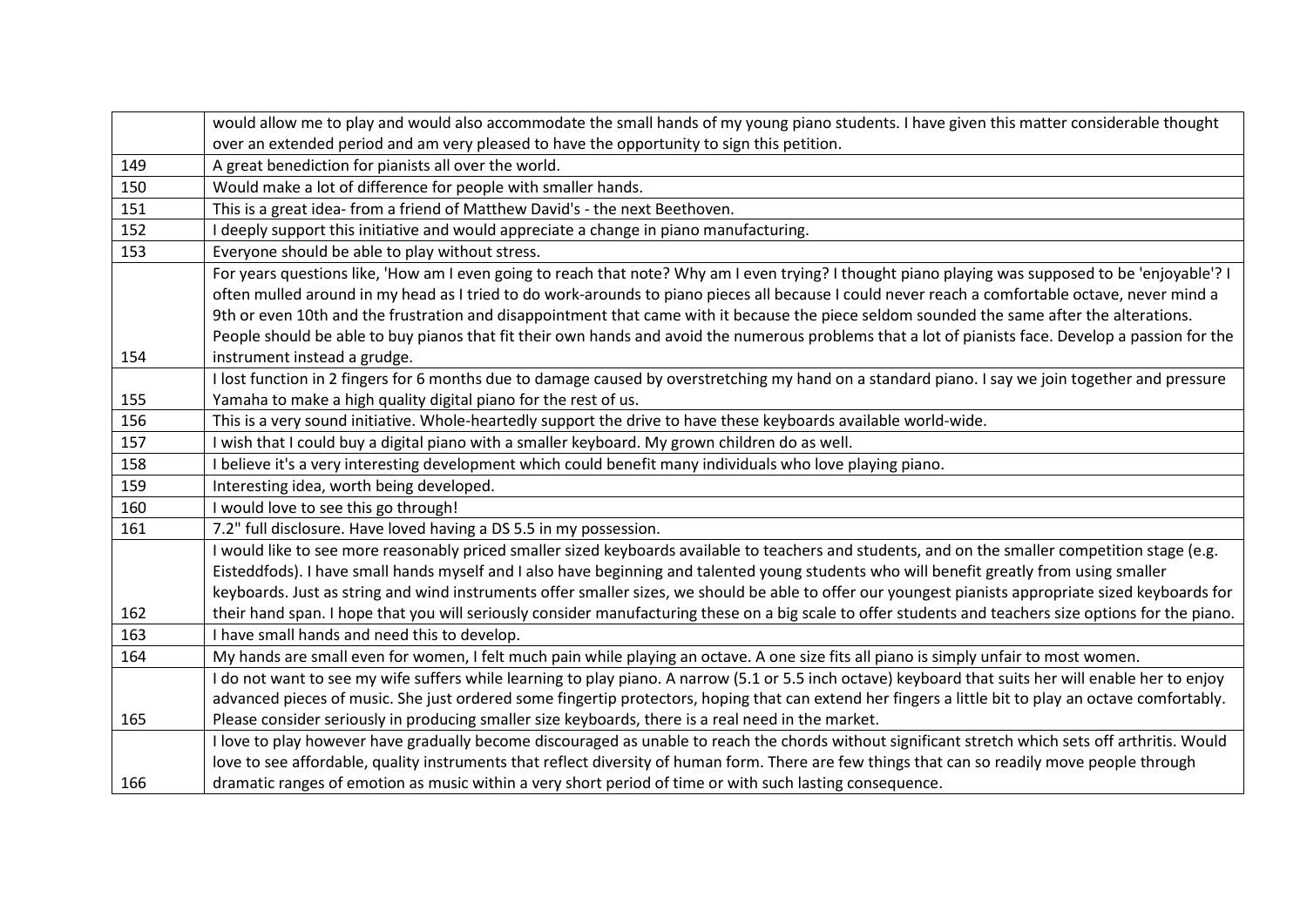| | |
|---|---|
| | would allow me to play and would also accommodate the small hands of my young piano students. I have given this matter considerable thought over an extended period and am very pleased to have the opportunity to sign this petition. |
| 149 | A great benediction for pianists all over the world. |
| 150 | Would make a lot of difference for people with smaller hands. |
| 151 | This is a great idea- from a friend of Matthew David's - the next Beethoven. |
| 152 | I deeply support this initiative and would appreciate a change in piano manufacturing. |
| 153 | Everyone should be able to play without stress. |
| 154 | For years questions like, 'How am I even going to reach that note? Why am I even trying? I thought piano playing was supposed to be 'enjoyable'? I often mulled around in my head as I tried to do work-arounds to piano pieces all because I could never reach a comfortable octave, never mind a 9th or even 10th and the frustration and disappointment that came with it because the piece seldom sounded the same after the alterations. People should be able to buy pianos that fit their own hands and avoid the numerous problems that a lot of pianists face. Develop a passion for the instrument instead a grudge. |
| 155 | I lost function in 2 fingers for 6 months due to damage caused by overstretching my hand on a standard piano. I say we join together and pressure Yamaha to make a high quality digital piano for the rest of us. |
| 156 | This is a very sound initiative. Whole-heartedly support the drive to have these keyboards available world-wide. |
| 157 | I wish that I could buy a digital piano with a smaller keyboard. My grown children do as well. |
| 158 | I believe it's a very interesting development which could benefit many individuals who love playing piano. |
| 159 | Interesting idea, worth being developed. |
| 160 | I would love to see this go through! |
| 161 | 7.2" full disclosure. Have loved having a DS 5.5 in my possession. |
| 162 | I would like to see more reasonably priced smaller sized keyboards available to teachers and students, and on the smaller competition stage (e.g. Eisteddfods). I have small hands myself and I also have beginning and talented young students who will benefit greatly from using smaller keyboards. Just as string and wind instruments offer smaller sizes, we should be able to offer our youngest pianists appropriate sized keyboards for their hand span. I hope that you will seriously consider manufacturing these on a big scale to offer students and teachers size options for the piano. |
| 163 | I have small hands and need this to develop. |
| 164 | My hands are small even for women, I felt much pain while playing an octave. A one size fits all piano is simply unfair to most women. |
| 165 | I do not want to see my wife suffers while learning to play piano. A narrow (5.1 or 5.5 inch octave) keyboard that suits her will enable her to enjoy advanced pieces of music. She just ordered some fingertip protectors, hoping that can extend her fingers a little bit to play an octave comfortably. Please consider seriously in producing smaller size keyboards, there is a real need in the market. |
| 166 | I love to play however have gradually become discouraged as unable to reach the chords without significant stretch which sets off arthritis. Would love to see affordable, quality instruments that reflect diversity of human form. There are few things that can so readily move people through dramatic ranges of emotion as music within a very short period of time or with such lasting consequence. |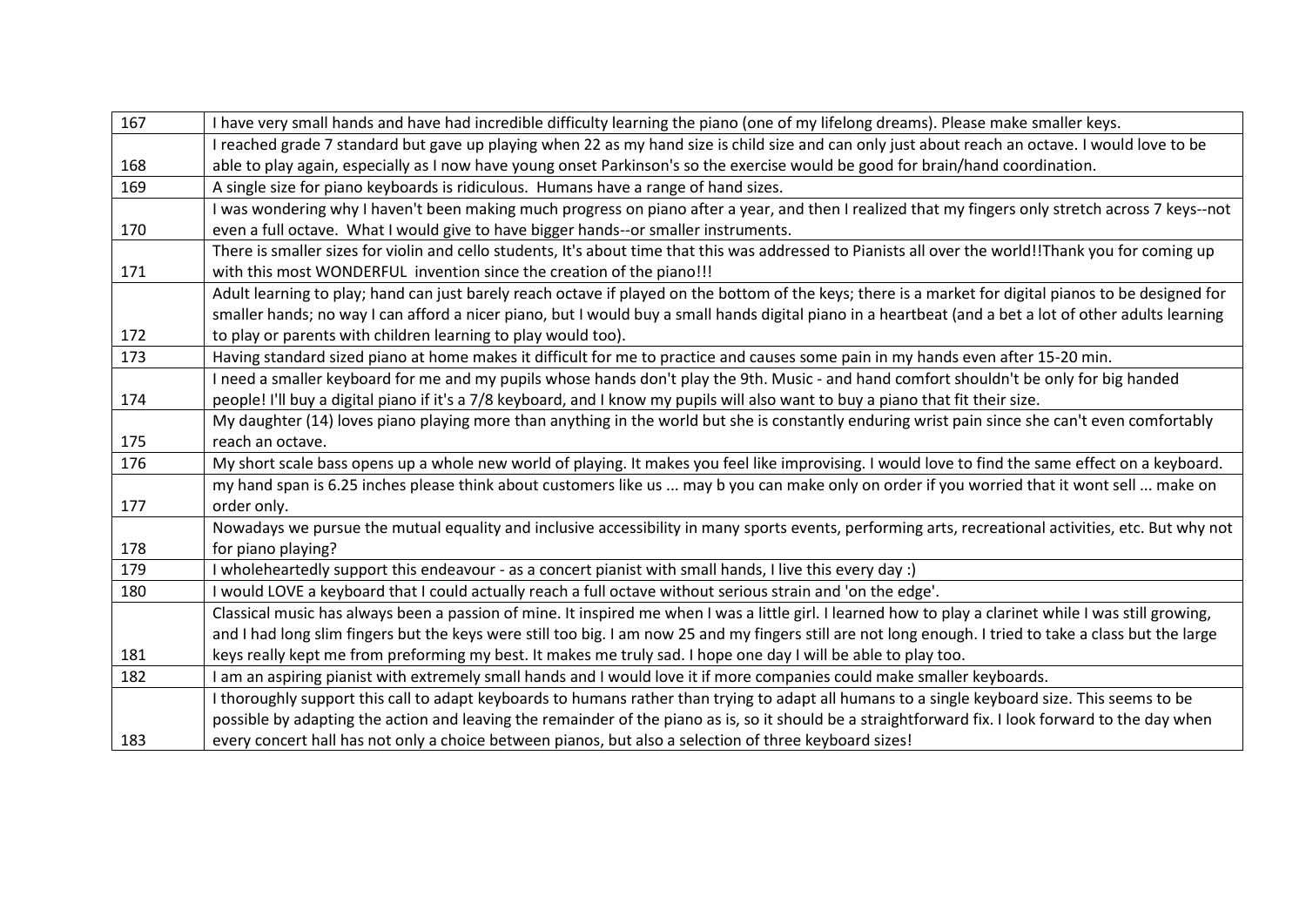| | |
|---|---|
| 167 | I have very small hands and have had incredible difficulty learning the piano (one of my lifelong dreams). Please make smaller keys. |
| 168 | I reached grade 7 standard but gave up playing when 22 as my hand size is child size and can only just about reach an octave. I would love to be able to play again, especially as I now have young onset Parkinson's so the exercise would be good for brain/hand coordination. |
| 169 | A single size for piano keyboards is ridiculous. Humans have a range of hand sizes. |
| 170 | I was wondering why I haven't been making much progress on piano after a year, and then I realized that my fingers only stretch across 7 keys--not even a full octave. What I would give to have bigger hands--or smaller instruments. |
| 171 | There is smaller sizes for violin and cello students, It's about time that this was addressed to Pianists all over the world!!Thank you for coming up with this most WONDERFUL invention since the creation of the piano!!! |
| 172 | Adult learning to play; hand can just barely reach octave if played on the bottom of the keys; there is a market for digital pianos to be designed for smaller hands; no way I can afford a nicer piano, but I would buy a small hands digital piano in a heartbeat (and a bet a lot of other adults learning to play or parents with children learning to play would too). |
| 173 | Having standard sized piano at home makes it difficult for me to practice and causes some pain in my hands even after 15-20 min. |
| 174 | I need a smaller keyboard for me and my pupils whose hands don't play the 9th. Music - and hand comfort shouldn't be only for big handed people! I'll buy a digital piano if it's a 7/8 keyboard, and I know my pupils will also want to buy a piano that fit their size. |
| 175 | My daughter (14) loves piano playing more than anything in the world but she is constantly enduring wrist pain since she can't even comfortably reach an octave. |
| 176 | My short scale bass opens up a whole new world of playing. It makes you feel like improvising. I would love to find the same effect on a keyboard. |
| 177 | my hand span is 6.25 inches please think about customers like us ... may b you can make only on order if you worried that it wont sell ... make on order only. |
| 178 | Nowadays we pursue the mutual equality and inclusive accessibility in many sports events, performing arts, recreational activities, etc. But why not for piano playing? |
| 179 | I wholeheartedly support this endeavour - as a concert pianist with small hands, I live this every day :) |
| 180 | I would LOVE a keyboard that I could actually reach a full octave without serious strain and 'on the edge'. |
| 181 | Classical music has always been a passion of mine. It inspired me when I was a little girl. I learned how to play a clarinet while I was still growing, and I had long slim fingers but the keys were still too big. I am now 25 and my fingers still are not long enough. I tried to take a class but the large keys really kept me from preforming my best. It makes me truly sad. I hope one day I will be able to play too. |
| 182 | I am an aspiring pianist with extremely small hands and I would love it if more companies could make smaller keyboards. |
| 183 | I thoroughly support this call to adapt keyboards to humans rather than trying to adapt all humans to a single keyboard size. This seems to be possible by adapting the action and leaving the remainder of the piano as is, so it should be a straightforward fix. I look forward to the day when every concert hall has not only a choice between pianos, but also a selection of three keyboard sizes! |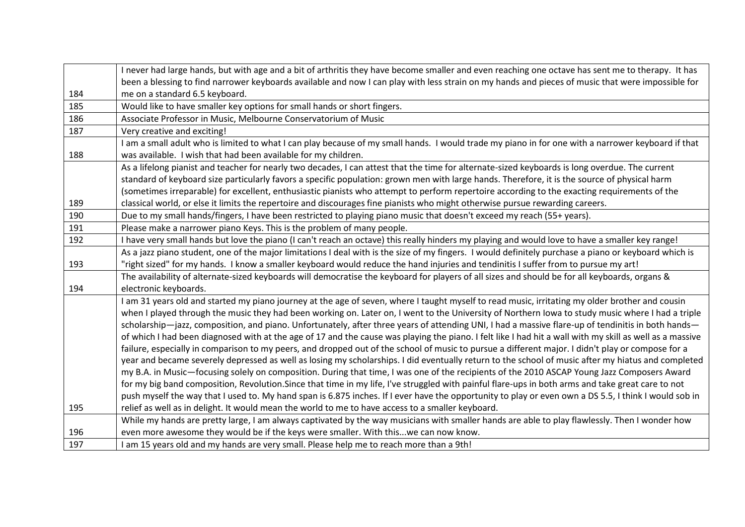| | |
|---|---|
| 184 | I never had large hands, but with age and a bit of arthritis they have become smaller and even reaching one octave has sent me to therapy. It has been a blessing to find narrower keyboards available and now I can play with less strain on my hands and pieces of music that were impossible for me on a standard 6.5 keyboard. |
| 185 | Would like to have smaller key options for small hands or short fingers. |
| 186 | Associate Professor in Music, Melbourne Conservatorium of Music |
| 187 | Very creative and exciting! |
| 188 | I am a small adult who is limited to what I can play because of my small hands. I would trade my piano in for one with a narrower keyboard if that was available. I wish that had been available for my children. |
| 189 | As a lifelong pianist and teacher for nearly two decades, I can attest that the time for alternate-sized keyboards is long overdue. The current standard of keyboard size particularly favors a specific population: grown men with large hands. Therefore, it is the source of physical harm (sometimes irreparable) for excellent, enthusiastic pianists who attempt to perform repertoire according to the exacting requirements of the classical world, or else it limits the repertoire and discourages fine pianists who might otherwise pursue rewarding careers. |
| 190 | Due to my small hands/fingers, I have been restricted to playing piano music that doesn't exceed my reach (55+ years). |
| 191 | Please make a narrower piano Keys. This is the problem of many people. |
| 192 | I have very small hands but love the piano (I can't reach an octave) this really hinders my playing and would love to have a smaller key range! |
| 193 | As a jazz piano student, one of the major limitations I deal with is the size of my fingers. I would definitely purchase a piano or keyboard which is "right sized" for my hands. I know a smaller keyboard would reduce the hand injuries and tendinitis I suffer from to pursue my art! |
| 194 | The availability of alternate-sized keyboards will democratise the keyboard for players of all sizes and should be for all keyboards, organs & electronic keyboards. |
| 195 | I am 31 years old and started my piano journey at the age of seven, where I taught myself to read music, irritating my older brother and cousin when I played through the music they had been working on. Later on, I went to the University of Northern Iowa to study music where I had a triple scholarship—jazz, composition, and piano. Unfortunately, after three years of attending UNI, I had a massive flare-up of tendinitis in both hands—of which I had been diagnosed with at the age of 17 and the cause was playing the piano. I felt like I had hit a wall with my skill as well as a massive failure, especially in comparison to my peers, and dropped out of the school of music to pursue a different major. I didn't play or compose for a year and became severely depressed as well as losing my scholarships. I did eventually return to the school of music after my hiatus and completed my B.A. in Music—focusing solely on composition. During that time, I was one of the recipients of the 2010 ASCAP Young Jazz Composers Award for my big band composition, Revolution.Since that time in my life, I've struggled with painful flare-ups in both arms and take great care to not push myself the way that I used to. My hand span is 6.875 inches. If I ever have the opportunity to play or even own a DS 5.5, I think I would sob in relief as well as in delight. It would mean the world to me to have access to a smaller keyboard. |
| 196 | While my hands are pretty large, I am always captivated by the way musicians with smaller hands are able to play flawlessly. Then I wonder how even more awesome they would be if the keys were smaller. With this...we can now know. |
| 197 | I am 15 years old and my hands are very small. Please help me to reach more than a 9th! |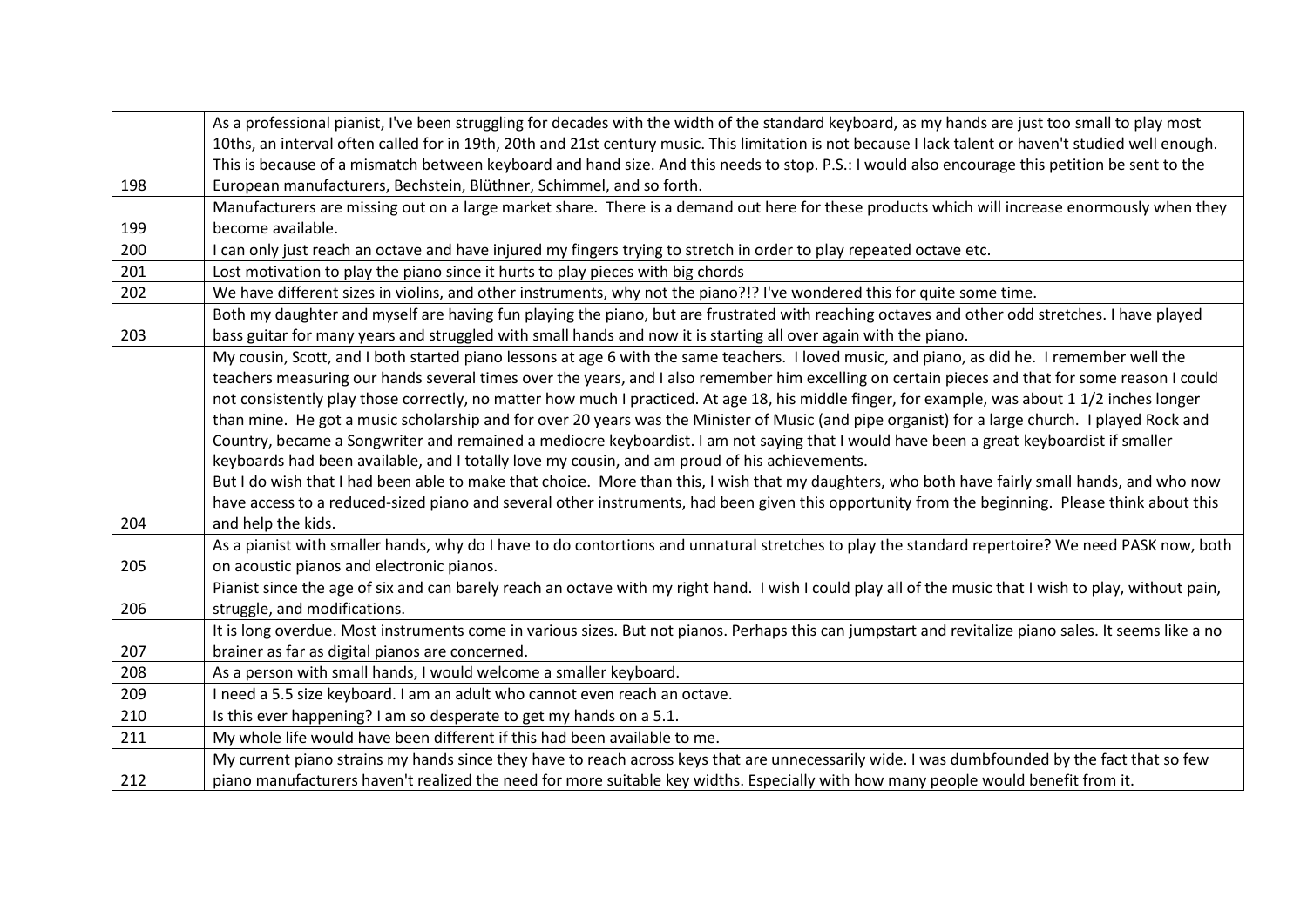| | |
|---|---|
| 198 | As a professional pianist, I've been struggling for decades with the width of the standard keyboard, as my hands are just too small to play most 10ths, an interval often called for in 19th, 20th and 21st century music. This limitation is not because I lack talent or haven't studied well enough. This is because of a mismatch between keyboard and hand size. And this needs to stop. P.S.: I would also encourage this petition be sent to the European manufacturers, Bechstein, Blüthner, Schimmel, and so forth. |
| 199 | Manufacturers are missing out on a large market share. There is a demand out here for these products which will increase enormously when they become available. |
| 200 | I can only just reach an octave and have injured my fingers trying to stretch in order to play repeated octave etc. |
| 201 | Lost motivation to play the piano since it hurts to play pieces with big chords |
| 202 | We have different sizes in violins, and other instruments, why not the piano?!? I've wondered this for quite some time. |
| 203 | Both my daughter and myself are having fun playing the piano, but are frustrated with reaching octaves and other odd stretches. I have played bass guitar for many years and struggled with small hands and now it is starting all over again with the piano. |
| 204 | My cousin, Scott, and I both started piano lessons at age 6 with the same teachers. I loved music, and piano, as did he. I remember well the teachers measuring our hands several times over the years, and I also remember him excelling on certain pieces and that for some reason I could not consistently play those correctly, no matter how much I practiced. At age 18, his middle finger, for example, was about 1 1/2 inches longer than mine. He got a music scholarship and for over 20 years was the Minister of Music (and pipe organist) for a large church. I played Rock and Country, became a Songwriter and remained a mediocre keyboardist. I am not saying that I would have been a great keyboardist if smaller keyboards had been available, and I totally love my cousin, and am proud of his achievements. But I do wish that I had been able to make that choice. More than this, I wish that my daughters, who both have fairly small hands, and who now have access to a reduced-sized piano and several other instruments, had been given this opportunity from the beginning. Please think about this and help the kids. |
| 205 | As a pianist with smaller hands, why do I have to do contortions and unnatural stretches to play the standard repertoire? We need PASK now, both on acoustic pianos and electronic pianos. |
| 206 | Pianist since the age of six and can barely reach an octave with my right hand. I wish I could play all of the music that I wish to play, without pain, struggle, and modifications. |
| 207 | It is long overdue. Most instruments come in various sizes. But not pianos. Perhaps this can jumpstart and revitalize piano sales. It seems like a no brainer as far as digital pianos are concerned. |
| 208 | As a person with small hands, I would welcome a smaller keyboard. |
| 209 | I need a 5.5 size keyboard. I am an adult who cannot even reach an octave. |
| 210 | Is this ever happening? I am so desperate to get my hands on a 5.1. |
| 211 | My whole life would have been different if this had been available to me. |
| 212 | My current piano strains my hands since they have to reach across keys that are unnecessarily wide. I was dumbfounded by the fact that so few piano manufacturers haven't realized the need for more suitable key widths. Especially with how many people would benefit from it. |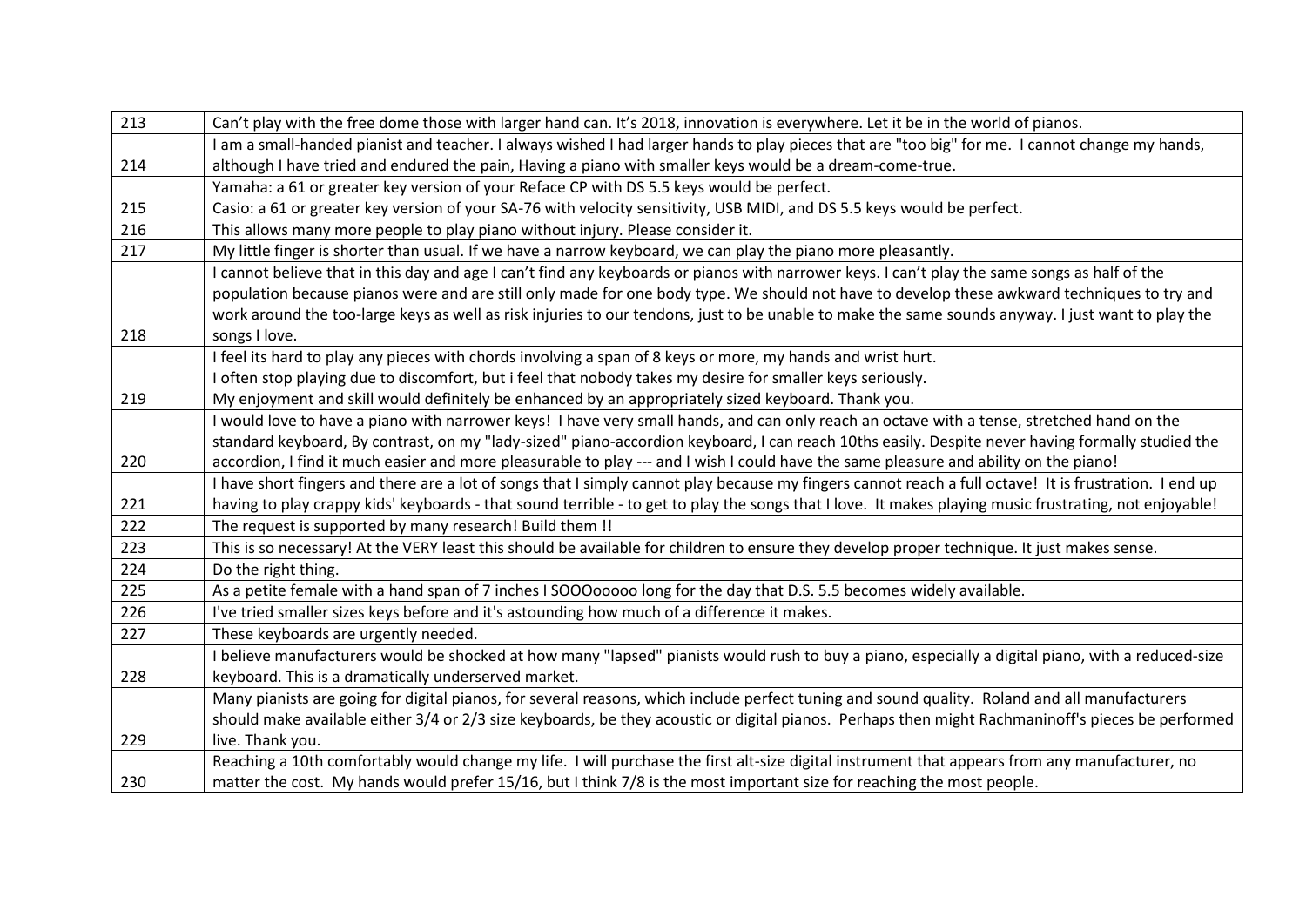| | |
|---|---|
| 213 | Can't play with the free dome those with larger hand can. It's 2018, innovation is everywhere. Let it be in the world of pianos. |
| 214 | I am a small-handed pianist and teacher. I always wished I had larger hands to play pieces that are "too big" for me. I cannot change my hands, although I have tried and endured the pain, Having a piano with smaller keys would be a dream-come-true. |
| 215 | Yamaha: a 61 or greater key version of your Reface CP with DS 5.5 keys would be perfect.<br>Casio: a 61 or greater key version of your SA-76 with velocity sensitivity, USB MIDI, and DS 5.5 keys would be perfect. |
| 216 | This allows many more people to play piano without injury. Please consider it. |
| 217 | My little finger is shorter than usual. If we have a narrow keyboard, we can play the piano more pleasantly. |
| 218 | I cannot believe that in this day and age I can't find any keyboards or pianos with narrower keys. I can't play the same songs as half of the population because pianos were and are still only made for one body type. We should not have to develop these awkward techniques to try and work around the too-large keys as well as risk injuries to our tendons, just to be unable to make the same sounds anyway. I just want to play the songs I love. |
| 219 | I feel its hard to play any pieces with chords involving a span of 8 keys or more, my hands and wrist hurt.<br>I often stop playing due to discomfort, but i feel that nobody takes my desire for smaller keys seriously.<br>My enjoyment and skill would definitely be enhanced by an appropriately sized keyboard. Thank you. |
| 220 | I would love to have a piano with narrower keys! I have very small hands, and can only reach an octave with a tense, stretched hand on the standard keyboard, By contrast, on my "lady-sized" piano-accordion keyboard, I can reach 10ths easily. Despite never having formally studied the accordion, I find it much easier and more pleasurable to play --- and I wish I could have the same pleasure and ability on the piano! |
| 221 | I have short fingers and there are a lot of songs that I simply cannot play because my fingers cannot reach a full octave! It is frustration. I end up having to play crappy kids' keyboards - that sound terrible - to get to play the songs that I love. It makes playing music frustrating, not enjoyable! |
| 222 | The request is supported by many research! Build them !! |
| 223 | This is so necessary! At the VERY least this should be available for children to ensure they develop proper technique. It just makes sense. |
| 224 | Do the right thing. |
| 225 | As a petite female with a hand span of 7 inches I SOOOooooo long for the day that D.S. 5.5 becomes widely available. |
| 226 | I've tried smaller sizes keys before and it's astounding how much of a difference it makes. |
| 227 | These keyboards are urgently needed. |
| 228 | I believe manufacturers would be shocked at how many "lapsed" pianists would rush to buy a piano, especially a digital piano, with a reduced-size keyboard. This is a dramatically underserved market. |
| 229 | Many pianists are going for digital pianos, for several reasons, which include perfect tuning and sound quality. Roland and all manufacturers should make available either 3/4 or 2/3 size keyboards, be they acoustic or digital pianos. Perhaps then might Rachmaninoff's pieces be performed live. Thank you. |
| 230 | Reaching a 10th comfortably would change my life. I will purchase the first alt-size digital instrument that appears from any manufacturer, no matter the cost. My hands would prefer 15/16, but I think 7/8 is the most important size for reaching the most people. |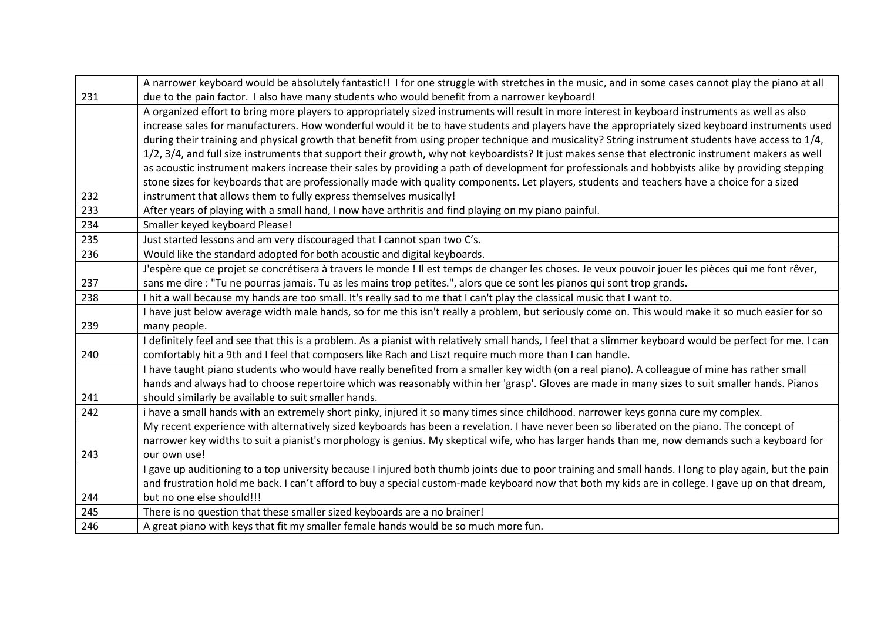| | |
|---|---|
| 231 | A narrower keyboard would be absolutely fantastic!! I for one struggle with stretches in the music, and in some cases cannot play the piano at all due to the pain factor. I also have many students who would benefit from a narrower keyboard! |
| 232 | A organized effort to bring more players to appropriately sized instruments will result in more interest in keyboard instruments as well as also increase sales for manufacturers. How wonderful would it be to have students and players have the appropriately sized keyboard instruments used during their training and physical growth that benefit from using proper technique and musicality? String instrument students have access to 1/4, 1/2, 3/4, and full size instruments that support their growth, why not keyboardists? It just makes sense that electronic instrument makers as well as acoustic instrument makers increase their sales by providing a path of development for professionals and hobbyists alike by providing stepping stone sizes for keyboards that are professionally made with quality components. Let players, students and teachers have a choice for a sized instrument that allows them to fully express themselves musically! |
| 233 | After years of playing with a small hand, I now have arthritis and find playing on my piano painful. |
| 234 | Smaller keyed keyboard Please! |
| 235 | Just started lessons and am very discouraged that I cannot span two C's. |
| 236 | Would like the standard adopted for both acoustic and digital keyboards. |
| 237 | J'espère que ce projet se concrétisera à travers le monde ! Il est temps de changer les choses. Je veux pouvoir jouer les pièces qui me font rêver, sans me dire : "Tu ne pourras jamais. Tu as les mains trop petites.", alors que ce sont les pianos qui sont trop grands. |
| 238 | I hit a wall because my hands are too small. It's really sad to me that I can't play the classical music that I want to. |
| 239 | I have just below average width male hands, so for me this isn't really a problem, but seriously come on. This would make it so much easier for so many people. |
| 240 | I definitely feel and see that this is a problem. As a pianist with relatively small hands, I feel that a slimmer keyboard would be perfect for me. I can comfortably hit a 9th and I feel that composers like Rach and Liszt require much more than I can handle. |
| 241 | I have taught piano students who would have really benefited from a smaller key width (on a real piano). A colleague of mine has rather small hands and always had to choose repertoire which was reasonably within her 'grasp'. Gloves are made in many sizes to suit smaller hands. Pianos should similarly be available to suit smaller hands. |
| 242 | i have a small hands with an extremely short pinky, injured it so many times since childhood. narrower keys gonna cure my complex. |
| 243 | My recent experience with alternatively sized keyboards has been a revelation. I have never been so liberated on the piano. The concept of narrower key widths to suit a pianist's morphology is genius. My skeptical wife, who has larger hands than me, now demands such a keyboard for our own use! |
| 244 | I gave up auditioning to a top university because I injured both thumb joints due to poor training and small hands. I long to play again, but the pain and frustration hold me back. I can't afford to buy a special custom-made keyboard now that both my kids are in college. I gave up on that dream, but no one else should!!! |
| 245 | There is no question that these smaller sized keyboards are a no brainer! |
| 246 | A great piano with keys that fit my smaller female hands would be so much more fun. |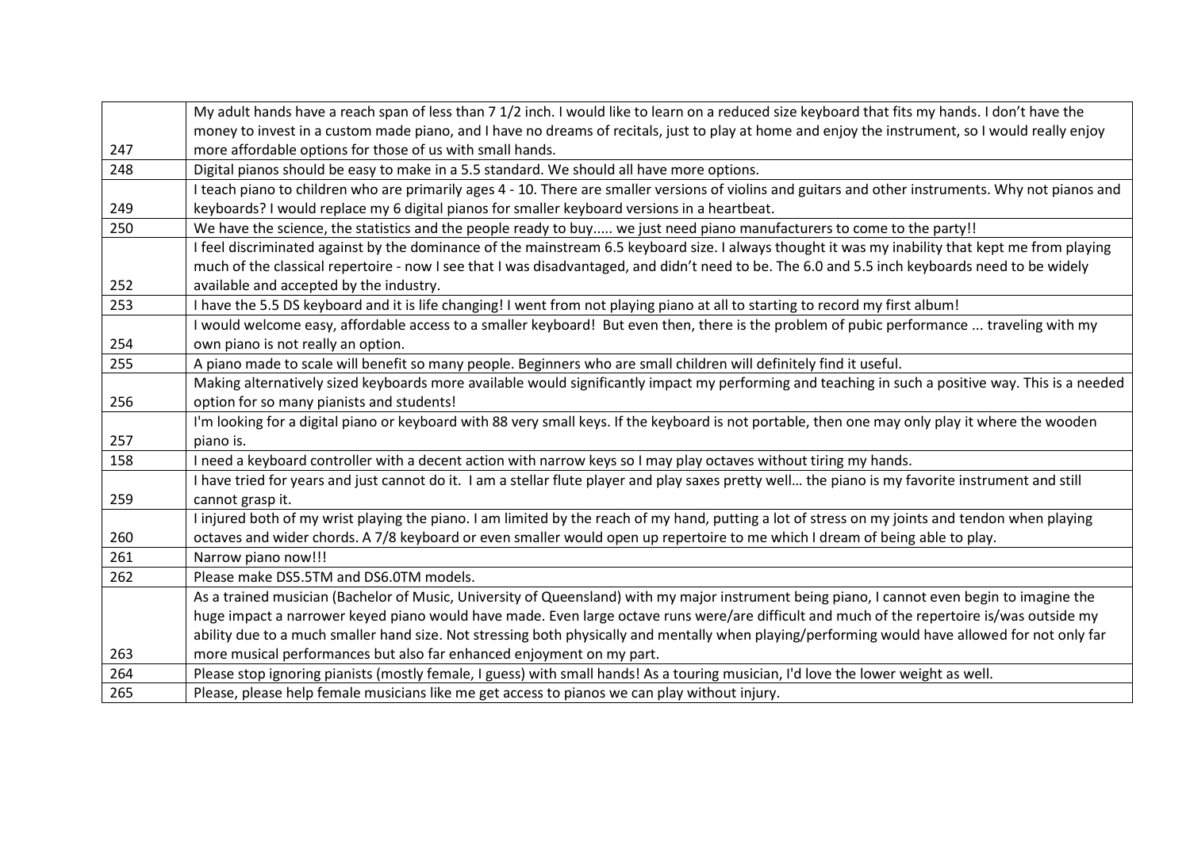| | |
|---|---|
| 247 | My adult hands have a reach span of less than 7 1/2 inch. I would like to learn on a reduced size keyboard that fits my hands. I don't have the money to invest in a custom made piano, and I have no dreams of recitals, just to play at home and enjoy the instrument, so I would really enjoy more affordable options for those of us with small hands. |
| 248 | Digital pianos should be easy to make in a 5.5 standard. We should all have more options. |
| 249 | I teach piano to children who are primarily ages 4 - 10. There are smaller versions of violins and guitars and other instruments. Why not pianos and keyboards? I would replace my 6 digital pianos for smaller keyboard versions in a heartbeat. |
| 250 | We have the science, the statistics and the people ready to buy..... we just need piano manufacturers to come to the party!! |
| 252 | I feel discriminated against by the dominance of the mainstream 6.5 keyboard size. I always thought it was my inability that kept me from playing much of the classical repertoire - now I see that I was disadvantaged, and didn't need to be. The 6.0 and 5.5 inch keyboards need to be widely available and accepted by the industry. |
| 253 | I have the 5.5 DS keyboard and it is life changing! I went from not playing piano at all to starting to record my first album! |
| 254 | I would welcome easy, affordable access to a smaller keyboard! But even then, there is the problem of pubic performance ... traveling with my own piano is not really an option. |
| 255 | A piano made to scale will benefit so many people. Beginners who are small children will definitely find it useful. |
| 256 | Making alternatively sized keyboards more available would significantly impact my performing and teaching in such a positive way. This is a needed option for so many pianists and students! |
| 257 | I'm looking for a digital piano or keyboard with 88 very small keys. If the keyboard is not portable, then one may only play it where the wooden piano is. |
| 158 | I need a keyboard controller with a decent action with narrow keys so I may play octaves without tiring my hands. |
| 259 | I have tried for years and just cannot do it. I am a stellar flute player and play saxes pretty well… the piano is my favorite instrument and still cannot grasp it. |
| 260 | I injured both of my wrist playing the piano. I am limited by the reach of my hand, putting a lot of stress on my joints and tendon when playing octaves and wider chords. A 7/8 keyboard or even smaller would open up repertoire to me which I dream of being able to play. |
| 261 | Narrow piano now!!! |
| 262 | Please make DS5.5TM and DS6.0TM models. |
| 263 | As a trained musician (Bachelor of Music, University of Queensland) with my major instrument being piano, I cannot even begin to imagine the huge impact a narrower keyed piano would have made. Even large octave runs were/are difficult and much of the repertoire is/was outside my ability due to a much smaller hand size. Not stressing both physically and mentally when playing/performing would have allowed for not only far more musical performances but also far enhanced enjoyment on my part. |
| 264 | Please stop ignoring pianists (mostly female, I guess) with small hands! As a touring musician, I'd love the lower weight as well. |
| 265 | Please, please help female musicians like me get access to pianos we can play without injury. |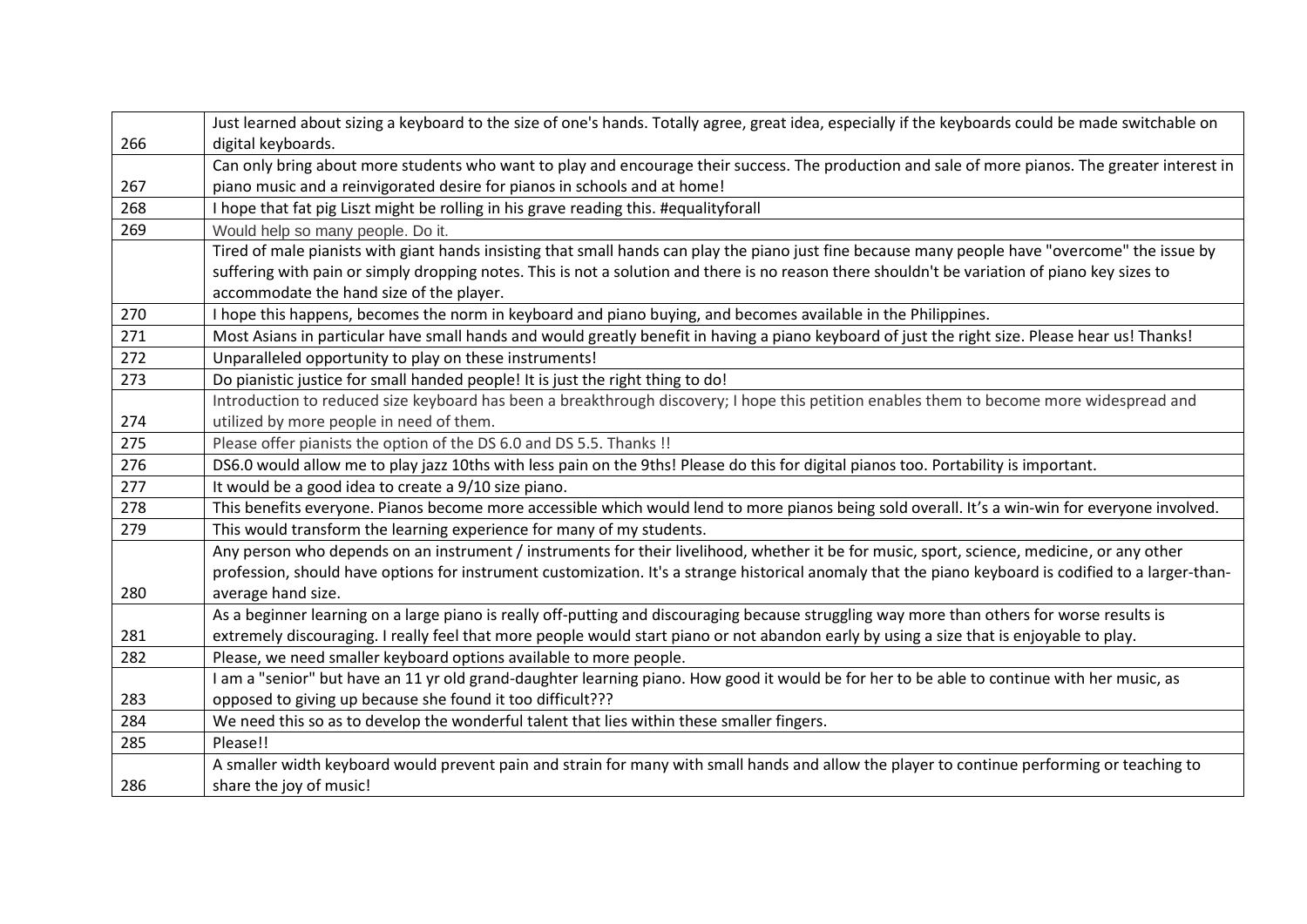| | |
|---|---|
| 266 | Just learned about sizing a keyboard to the size of one's hands. Totally agree, great idea, especially if the keyboards could be made switchable on digital keyboards. |
| 267 | Can only bring about more students who want to play and encourage their success. The production and sale of more pianos. The greater interest in piano music and a reinvigorated desire for pianos in schools and at home! |
| 268 | I hope that fat pig Liszt might be rolling in his grave reading this. #equalityforall |
| 269 | Would help so many people. Do it. |
| | Tired of male pianists with giant hands insisting that small hands can play the piano just fine because many people have "overcome" the issue by suffering with pain or simply dropping notes. This is not a solution and there is no reason there shouldn't be variation of piano key sizes to accommodate the hand size of the player. |
| 270 | I hope this happens, becomes the norm in keyboard and piano buying, and becomes available in the Philippines. |
| 271 | Most Asians in particular have small hands and would greatly benefit in having a piano keyboard of just the right size. Please hear us! Thanks! |
| 272 | Unparalleled opportunity to play on these instruments! |
| 273 | Do pianistic justice for small handed people! It is just the right thing to do! |
| 274 | Introduction to reduced size keyboard has been a breakthrough discovery; I hope this petition enables them to become more widespread and utilized by more people in need of them. |
| 275 | Please offer pianists the option of the DS 6.0 and DS 5.5. Thanks !! |
| 276 | DS6.0 would allow me to play jazz 10ths with less pain on the 9ths! Please do this for digital pianos too. Portability is important. |
| 277 | It would be a good idea to create a 9/10 size piano. |
| 278 | This benefits everyone. Pianos become more accessible which would lend to more pianos being sold overall. It's a win-win for everyone involved. |
| 279 | This would transform the learning experience for many of my students. |
| 280 | Any person who depends on an instrument / instruments for their livelihood, whether it be for music, sport, science, medicine, or any other profession, should have options for instrument customization. It's a strange historical anomaly that the piano keyboard is codified to a larger-than-average hand size. |
| 281 | As a beginner learning on a large piano is really off-putting and discouraging because struggling way more than others for worse results is extremely discouraging. I really feel that more people would start piano or not abandon early by using a size that is enjoyable to play. |
| 282 | Please, we need smaller keyboard options available to more people. |
| 283 | I am a "senior" but have an 11 yr old grand-daughter learning piano. How good it would be for her to be able to continue with her music, as opposed to giving up because she found it too difficult??? |
| 284 | We need this so as to develop the wonderful talent that lies within these smaller fingers. |
| 285 | Please!! |
| 286 | A smaller width keyboard would prevent pain and strain for many with small hands and allow the player to continue performing or teaching to share the joy of music! |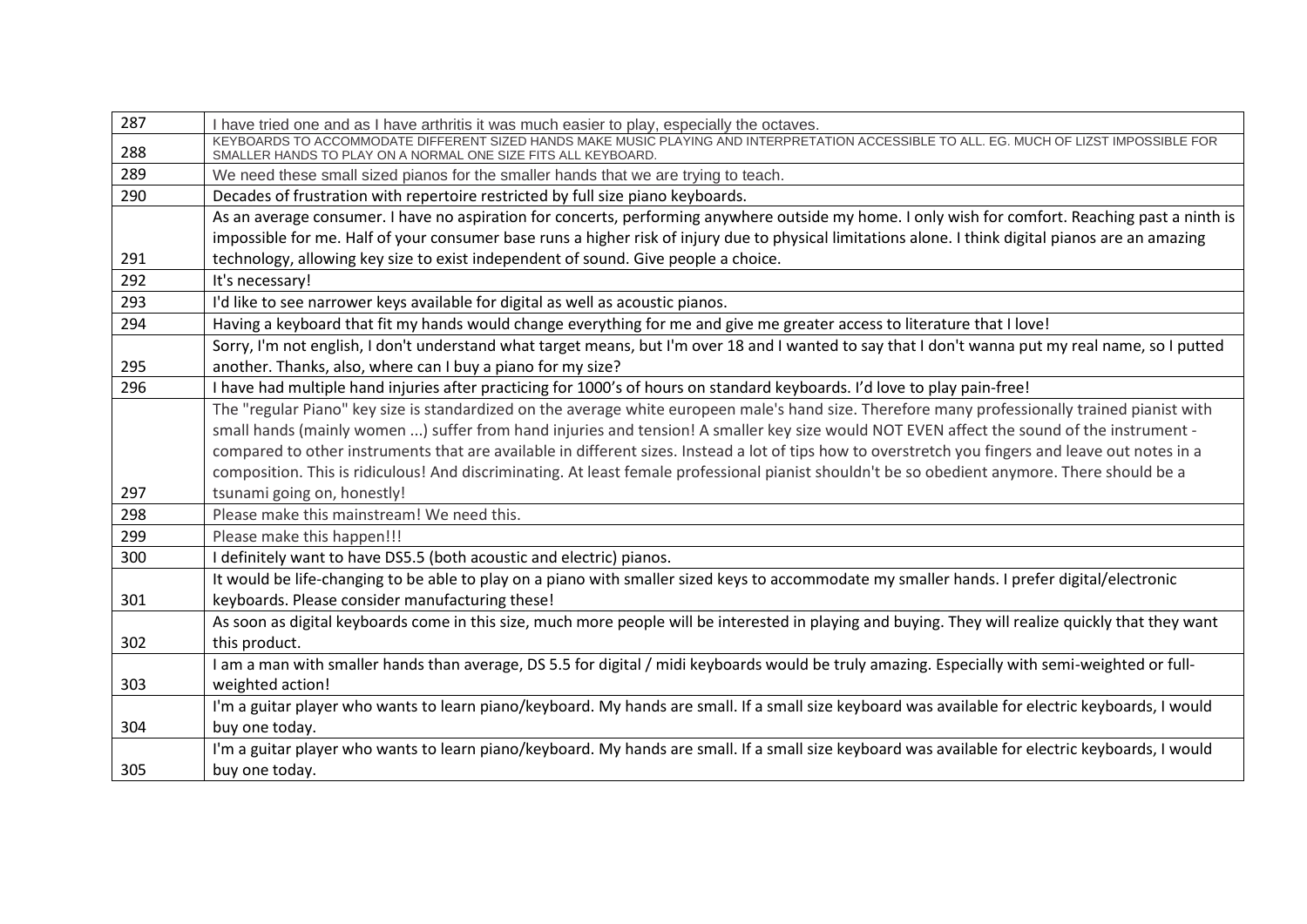| | |
|---|---|
| 287 | I have tried one and as I have arthritis it was much easier to play, especially the octaves. |
| 288 | KEYBOARDS TO ACCOMMODATE DIFFERENT SIZED HANDS MAKE MUSIC PLAYING AND INTERPRETATION ACCESSIBLE TO ALL. EG. MUCH OF LIZST IMPOSSIBLE FOR SMALLER HANDS TO PLAY ON A NORMAL ONE SIZE FITS ALL KEYBOARD. |
| 289 | We need these small sized pianos for the smaller hands that we are trying to teach. |
| 290 | Decades of frustration with repertoire restricted by full size piano keyboards. |
| 291 | As an average consumer. I have no aspiration for concerts, performing anywhere outside my home. I only wish for comfort. Reaching past a ninth is impossible for me. Half of your consumer base runs a higher risk of injury due to physical limitations alone. I think digital pianos are an amazing technology, allowing key size to exist independent of sound. Give people a choice. |
| 292 | It's necessary! |
| 293 | I'd like to see narrower keys available for digital as well as acoustic pianos. |
| 294 | Having a keyboard that fit my hands would change everything for me and give me greater access to literature that I love! |
| 295 | Sorry, I'm not english, I don't understand what target means, but I'm over 18 and I wanted to say that I don't wanna put my real name, so I putted another. Thanks, also, where can I buy a piano for my size? |
| 296 | I have had multiple hand injuries after practicing for 1000's of hours on standard keyboards. I'd love to play pain-free! |
| 297 | The "regular Piano" key size is standardized on the average white europeen male's hand size. Therefore many professionally trained pianist with small hands (mainly women ...) suffer from hand injuries and tension! A smaller key size would NOT EVEN affect the sound of the instrument - compared to other instruments that are available in different sizes. Instead a lot of tips how to overstretch you fingers and leave out notes in a composition. This is ridiculous! And discriminating. At least female professional pianist shouldn't be so obedient anymore. There should be a tsunami going on, honestly! |
| 298 | Please make this mainstream! We need this. |
| 299 | Please make this happen!!! |
| 300 | I definitely want to have DS5.5 (both acoustic and electric) pianos. |
| 301 | It would be life-changing to be able to play on a piano with smaller sized keys to accommodate my smaller hands. I prefer digital/electronic keyboards. Please consider manufacturing these! |
| 302 | As soon as digital keyboards come in this size, much more people will be interested in playing and buying. They will realize quickly that they want this product. |
| 303 | I am a man with smaller hands than average, DS 5.5 for digital / midi keyboards would be truly amazing. Especially with semi-weighted or full-weighted action! |
| 304 | I'm a guitar player who wants to learn piano/keyboard. My hands are small. If a small size keyboard was available for electric keyboards, I would buy one today. |
| 305 | I'm a guitar player who wants to learn piano/keyboard. My hands are small. If a small size keyboard was available for electric keyboards, I would buy one today. |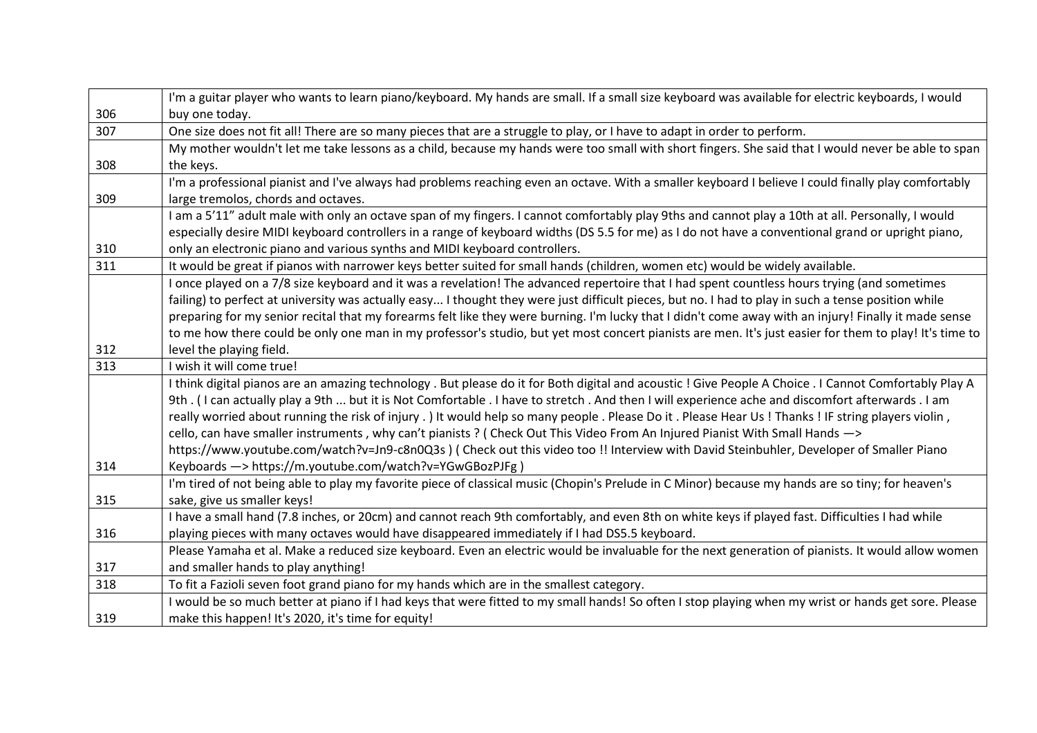| | |
|---|---|
| 306 | I'm a guitar player who wants to learn piano/keyboard. My hands are small. If a small size keyboard was available for electric keyboards, I would buy one today. |
| 307 | One size does not fit all! There are so many pieces that are a struggle to play, or I have to adapt in order to perform. |
| 308 | My mother wouldn't let me take lessons as a child, because my hands were too small with short fingers. She said that I would never be able to span the keys. |
| 309 | I'm a professional pianist and I've always had problems reaching even an octave. With a smaller keyboard I believe I could finally play comfortably large tremolos, chords and octaves. |
| 310 | I am a 5'11" adult male with only an octave span of my fingers. I cannot comfortably play 9ths and cannot play a 10th at all. Personally, I would especially desire MIDI keyboard controllers in a range of keyboard widths (DS 5.5 for me) as I do not have a conventional grand or upright piano, only an electronic piano and various synths and MIDI keyboard controllers. |
| 311 | It would be great if pianos with narrower keys better suited for small hands (children, women etc) would be widely available. |
| 312 | I once played on a 7/8 size keyboard and it was a revelation! The advanced repertoire that I had spent countless hours trying (and sometimes failing) to perfect at university was actually easy... I thought they were just difficult pieces, but no. I had to play in such a tense position while preparing for my senior recital that my forearms felt like they were burning. I'm lucky that I didn't come away with an injury! Finally it made sense to me how there could be only one man in my professor's studio, but yet most concert pianists are men. It's just easier for them to play! It's time to level the playing field. |
| 313 | I wish it will come true! |
| 314 | I think digital pianos are an amazing technology . But please do it for Both digital and acoustic ! Give People A Choice . I Cannot Comfortably Play A 9th . ( I can actually play a 9th ... but it is Not Comfortable . I have to stretch . And then I will experience ache and discomfort afterwards . I am really worried about running the risk of injury . ) It would help so many people . Please Do it . Please Hear Us ! Thanks ! IF string players violin , cello, can have smaller instruments , why can't pianists ? ( Check Out This Video From An Injured Pianist With Small Hands —> https://www.youtube.com/watch?v=Jn9-c8n0Q3s ) ( Check out this video too !! Interview with David Steinbuhler, Developer of Smaller Piano Keyboards —> https://m.youtube.com/watch?v=YGwGBozPJFg ) |
| 315 | I'm tired of not being able to play my favorite piece of classical music (Chopin's Prelude in C Minor) because my hands are so tiny; for heaven's sake, give us smaller keys! |
| 316 | I have a small hand (7.8 inches, or 20cm) and cannot reach 9th comfortably, and even 8th on white keys if played fast. Difficulties I had while playing pieces with many octaves would have disappeared immediately if I had DS5.5 keyboard. |
| 317 | Please Yamaha et al. Make a reduced size keyboard. Even an electric would be invaluable for the next generation of pianists. It would allow women and smaller hands to play anything! |
| 318 | To fit a Fazioli seven foot grand piano for my hands which are in the smallest category. |
| 319 | I would be so much better at piano if I had keys that were fitted to my small hands! So often I stop playing when my wrist or hands get sore. Please make this happen! It's 2020, it's time for equity! |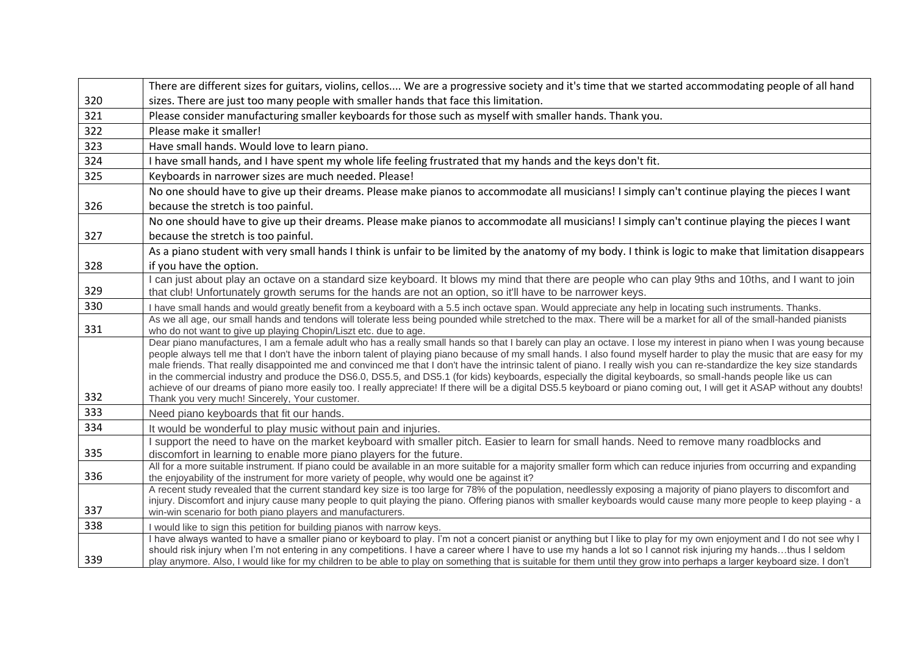| | |
|---|---|
| 320 | There are different sizes for guitars, violins, cellos.... We are a progressive society and it's time that we started accommodating people of all hand sizes. There are just too many people with smaller hands that face this limitation. |
| 321 | Please consider manufacturing smaller keyboards for those such as myself with smaller hands. Thank you. |
| 322 | Please make it smaller! |
| 323 | Have small hands. Would love to learn piano. |
| 324 | I have small hands, and I have spent my whole life feeling frustrated that my hands and the keys don't fit. |
| 325 | Keyboards in narrower sizes are much needed. Please! |
| 326 | No one should have to give up their dreams. Please make pianos to accommodate all musicians! I simply can't continue playing the pieces I want because the stretch is too painful. |
| 327 | No one should have to give up their dreams. Please make pianos to accommodate all musicians! I simply can't continue playing the pieces I want because the stretch is too painful. |
| 328 | As a piano student with very small hands I think is unfair to be limited by the anatomy of my body. I think is logic to make that limitation disappears if you have the option. |
| 329 | I can just about play an octave on a standard size keyboard. It blows my mind that there are people who can play 9ths and 10ths, and I want to join that club! Unfortunately growth serums for the hands are not an option, so it'll have to be narrower keys. |
| 330 | I have small hands and would greatly benefit from a keyboard with a 5.5 inch octave span. Would appreciate any help in locating such instruments. Thanks. |
| 331 | As we all age, our small hands and tendons will tolerate less being pounded while stretched to the max. There will be a market for all of the small-handed pianists who do not want to give up playing Chopin/Liszt etc. due to age. |
| 332 | Dear piano manufactures, I am a female adult who has a really small hands so that I barely can play an octave. I lose my interest in piano when I was young because people always tell me that I don't have the inborn talent of playing piano because of my small hands. I also found myself harder to play the music that are easy for my male friends. That really disappointed me and convinced me that I don't have the intrinsic talent of piano. I really wish you can re-standardize the key size standards in the commercial industry and produce the DS6.0, DS5.5, and DS5.1 (for kids) keyboards, especially the digital keyboards, so small-hands people like us can achieve of our dreams of piano more easily too. I really appreciate! If there will be a digital DS5.5 keyboard or piano coming out, I will get it ASAP without any doubts! Thank you very much! Sincerely, Your customer. |
| 333 | Need piano keyboards that fit our hands. |
| 334 | It would be wonderful to play music without pain and injuries. |
| 335 | I support the need to have on the market keyboard with smaller pitch. Easier to learn for small hands. Need to remove many roadblocks and discomfort in learning to enable more piano players for the future. |
| 336 | All for a more suitable instrument. If piano could be available in an more suitable for a majority smaller form which can reduce injuries from occurring and expanding the enjoyability of the instrument for more variety of people, why would one be against it? |
| 337 | A recent study revealed that the current standard key size is too large for 78% of the population, needlessly exposing a majority of piano players to discomfort and injury. Discomfort and injury cause many people to quit playing the piano. Offering pianos with smaller keyboards would cause many more people to keep playing - a win-win scenario for both piano players and manufacturers. |
| 338 | I would like to sign this petition for building pianos with narrow keys. |
| 339 | I have always wanted to have a smaller piano or keyboard to play. I'm not a concert pianist or anything but I like to play for my own enjoyment and I do not see why I should risk injury when I'm not entering in any competitions. I have a career where I have to use my hands a lot so I cannot risk injuring my hands…thus I seldom play anymore. Also, I would like for my children to be able to play on something that is suitable for them until they grow into perhaps a larger keyboard size. I don't |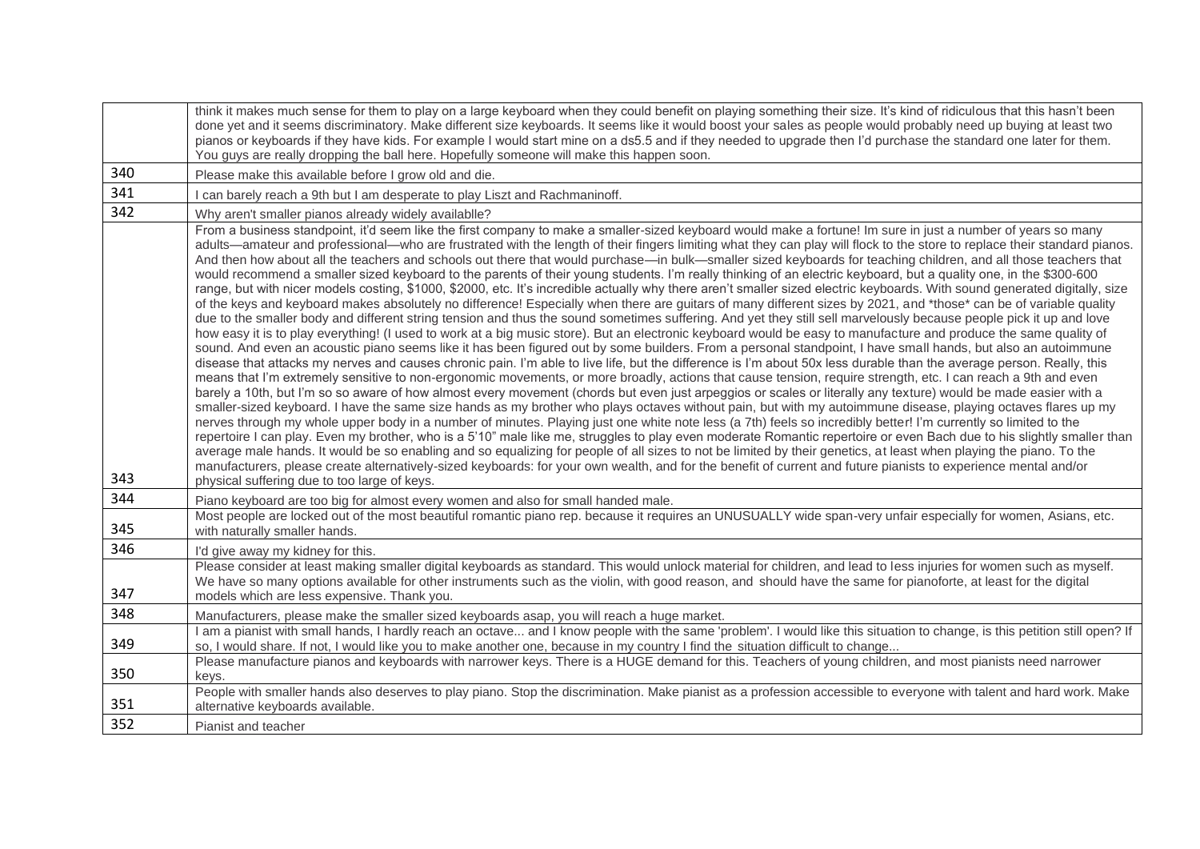| | |
|---|---|
| | think it makes much sense for them to play on a large keyboard when they could benefit on playing something their size. It's kind of ridiculous that this hasn't been done yet and it seems discriminatory. Make different size keyboards. It seems like it would boost your sales as people would probably need up buying at least two pianos or keyboards if they have kids. For example I would start mine on a ds5.5 and if they needed to upgrade then I'd purchase the standard one later for them. You guys are really dropping the ball here. Hopefully someone will make this happen soon. |
| 340 | Please make this available before I grow old and die. |
| 341 | I can barely reach a 9th but I am desperate to play Liszt and Rachmaninoff. |
| 342 | Why aren't smaller pianos already widely availablle? |
| 343 | From a business standpoint, it'd seem like the first company to make a smaller-sized keyboard would make a fortune! Im sure in just a number of years so many adults—amateur and professional—who are frustrated with the length of their fingers limiting what they can play will flock to the store to replace their standard pianos. And then how about all the teachers and schools out there that would purchase—in bulk—smaller sized keyboards for teaching children, and all those teachers that would recommend a smaller sized keyboard to the parents of their young students. I'm really thinking of an electric keyboard, but a quality one, in the $300-600 range, but with nicer models costing, $1000, $2000, etc. It's incredible actually why there aren't smaller sized electric keyboards. With sound generated digitally, size of the keys and keyboard makes absolutely no difference! Especially when there are guitars of many different sizes by 2021, and *those* can be of variable quality due to the smaller body and different string tension and thus the sound sometimes suffering. And yet they still sell marvelously because people pick it up and love how easy it is to play everything! (I used to work at a big music store). But an electronic keyboard would be easy to manufacture and produce the same quality of sound. And even an acoustic piano seems like it has been figured out by some builders. From a personal standpoint, I have small hands, but also an autoimmune disease that attacks my nerves and causes chronic pain. I'm able to live life, but the difference is I'm about 50x less durable than the average person. Really, this means that I'm extremely sensitive to non-ergonomic movements, or more broadly, actions that cause tension, require strength, etc. I can reach a 9th and even barely a 10th, but I'm so so aware of how almost every movement (chords but even just arpeggios or scales or literally any texture) would be made easier with a smaller-sized keyboard. I have the same size hands as my brother who plays octaves without pain, but with my autoimmune disease, playing octaves flares up my nerves through my whole upper body in a number of minutes. Playing just one white note less (a 7th) feels so incredibly better! I'm currently so limited to the repertoire I can play. Even my brother, who is a 5'10" male like me, struggles to play even moderate Romantic repertoire or even Bach due to his slightly smaller than average male hands. It would be so enabling and so equalizing for people of all sizes to not be limited by their genetics, at least when playing the piano. To the manufacturers, please create alternatively-sized keyboards: for your own wealth, and for the benefit of current and future pianists to experience mental and/or physical suffering due to too large of keys. |
| 344 | Piano keyboard are too big for almost every women and also for small handed male. |
| 345 | Most people are locked out of the most beautiful romantic piano rep. because it requires an UNUSUALLY wide span-very unfair especially for women, Asians, etc. with naturally smaller hands. |
| 346 | I'd give away my kidney for this. |
| 347 | Please consider at least making smaller digital keyboards as standard. This would unlock material for children, and lead to less injuries for women such as myself. We have so many options available for other instruments such as the violin, with good reason, and should have the same for pianoforte, at least for the digital models which are less expensive. Thank you. |
| 348 | Manufacturers, please make the smaller sized keyboards asap, you will reach a huge market. |
| 349 | I am a pianist with small hands, I hardly reach an octave... and I know people with the same 'problem'. I would like this situation to change, is this petition still open? If so, I would share. If not, I would like you to make another one, because in my country I find the situation difficult to change... |
| 350 | Please manufacture pianos and keyboards with narrower keys. There is a HUGE demand for this. Teachers of young children, and most pianists need narrower keys. |
| 351 | People with smaller hands also deserves to play piano. Stop the discrimination. Make pianist as a profession accessible to everyone with talent and hard work. Make alternative keyboards available. |
| 352 | Pianist and teacher |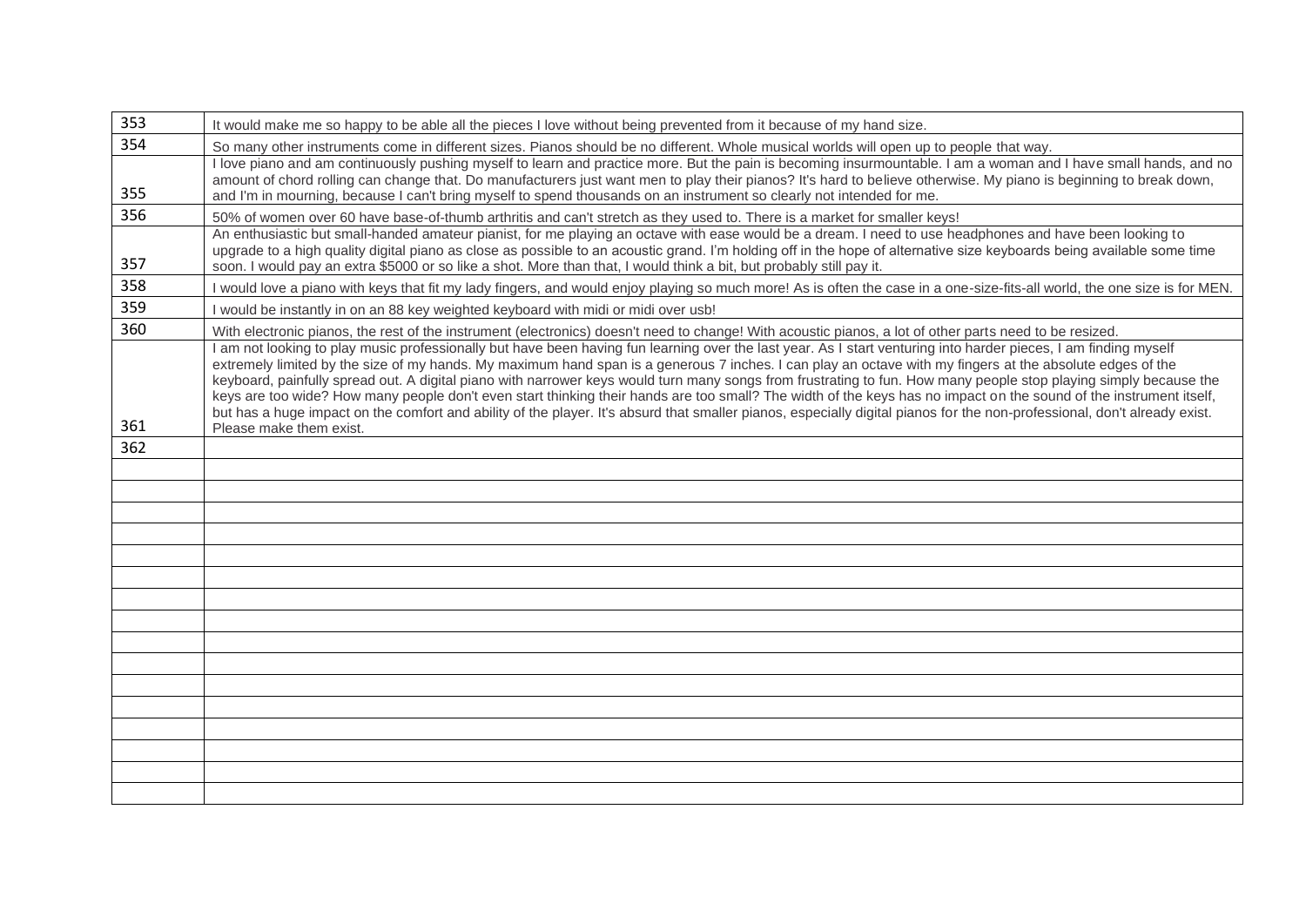| | |
|---|---|
| 353 | It would make me so happy to be able all the pieces I love without being prevented from it because of my hand size. |
| 354 | So many other instruments come in different sizes. Pianos should be no different. Whole musical worlds will open up to people that way. |
| 355 | I love piano and am continuously pushing myself to learn and practice more. But the pain is becoming insurmountable. I am a woman and I have small hands, and no amount of chord rolling can change that. Do manufacturers just want men to play their pianos? It's hard to believe otherwise. My piano is beginning to break down, and I'm in mourning, because I can't bring myself to spend thousands on an instrument so clearly not intended for me. |
| 356 | 50% of women over 60 have base-of-thumb arthritis and can't stretch as they used to. There is a market for smaller keys! |
| 357 | An enthusiastic but small-handed amateur pianist, for me playing an octave with ease would be a dream. I need to use headphones and have been looking to upgrade to a high quality digital piano as close as possible to an acoustic grand. I'm holding off in the hope of alternative size keyboards being available some time soon. I would pay an extra $5000 or so like a shot. More than that, I would think a bit, but probably still pay it. |
| 358 | I would love a piano with keys that fit my lady fingers, and would enjoy playing so much more! As is often the case in a one-size-fits-all world, the one size is for MEN. |
| 359 | I would be instantly in on an 88 key weighted keyboard with midi or midi over usb! |
| 360 | With electronic pianos, the rest of the instrument (electronics) doesn't need to change! With acoustic pianos, a lot of other parts need to be resized. |
| 361 | I am not looking to play music professionally but have been having fun learning over the last year. As I start venturing into harder pieces, I am finding myself extremely limited by the size of my hands. My maximum hand span is a generous 7 inches. I can play an octave with my fingers at the absolute edges of the keyboard, painfully spread out. A digital piano with narrower keys would turn many songs from frustrating to fun. How many people stop playing simply because the keys are too wide? How many people don't even start thinking their hands are too small? The width of the keys has no impact on the sound of the instrument itself, but has a huge impact on the comfort and ability of the player. It's absurd that smaller pianos, especially digital pianos for the non-professional, don't already exist. Please make them exist. |
| 362 | |
| | |
| | |
| | |
| | |
| | |
| | |
| | |
| | |
| | |
| | |
| | |
| | |
| | |
| | |
| | |
| | |